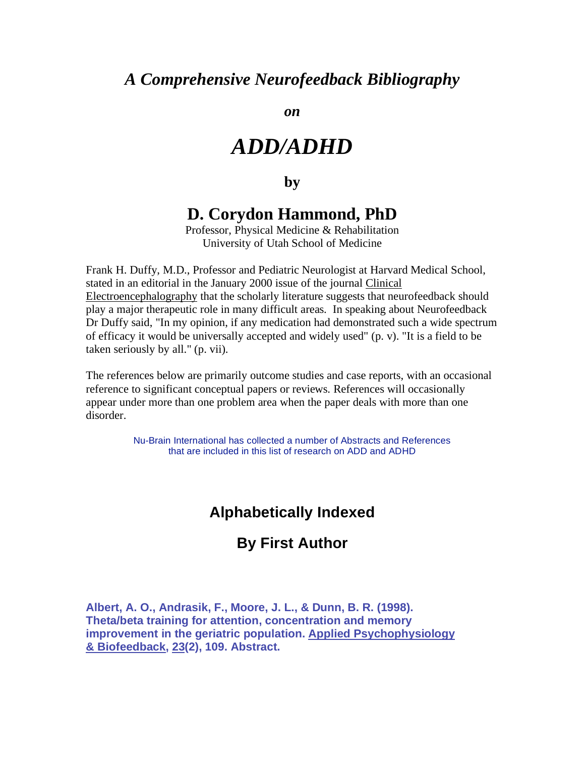# *A Comprehensive Neurofeedback Bibliography*

***on***

# *ADD/ADHD*

**by**

## D. Corydon Hammond, PhD

Professor, Physical Medicine & Rehabilitation
University of Utah School of Medicine

Frank H. Duffy, M.D., Professor and Pediatric Neurologist at Harvard Medical School, stated in an editorial in the January 2000 issue of the journal Clinical Electroencephalography that the scholarly literature suggests that neurofeedback should play a major therapeutic role in many difficult areas. In speaking about Neurofeedback Dr Duffy said, "In my opinion, if any medication had demonstrated such a wide spectrum of efficacy it would be universally accepted and widely used" (p. v). "It is a field to be taken seriously by all." (p. vii).

The references below are primarily outcome studies and case reports, with an occasional reference to significant conceptual papers or reviews. References will occasionally appear under more than one problem area when the paper deals with more than one disorder.

Nu-Brain International has collected a number of Abstracts and References that are included in this list of research on ADD and ADHD

## Alphabetically Indexed

## By First Author

**Albert, A. O., Andrasik, F., Moore, J. L., & Dunn, B. R. (1998). Theta/beta training for attention, concentration and memory improvement in the geriatric population. Applied Psychophysiology & Biofeedback, 23(2), 109. Abstract.**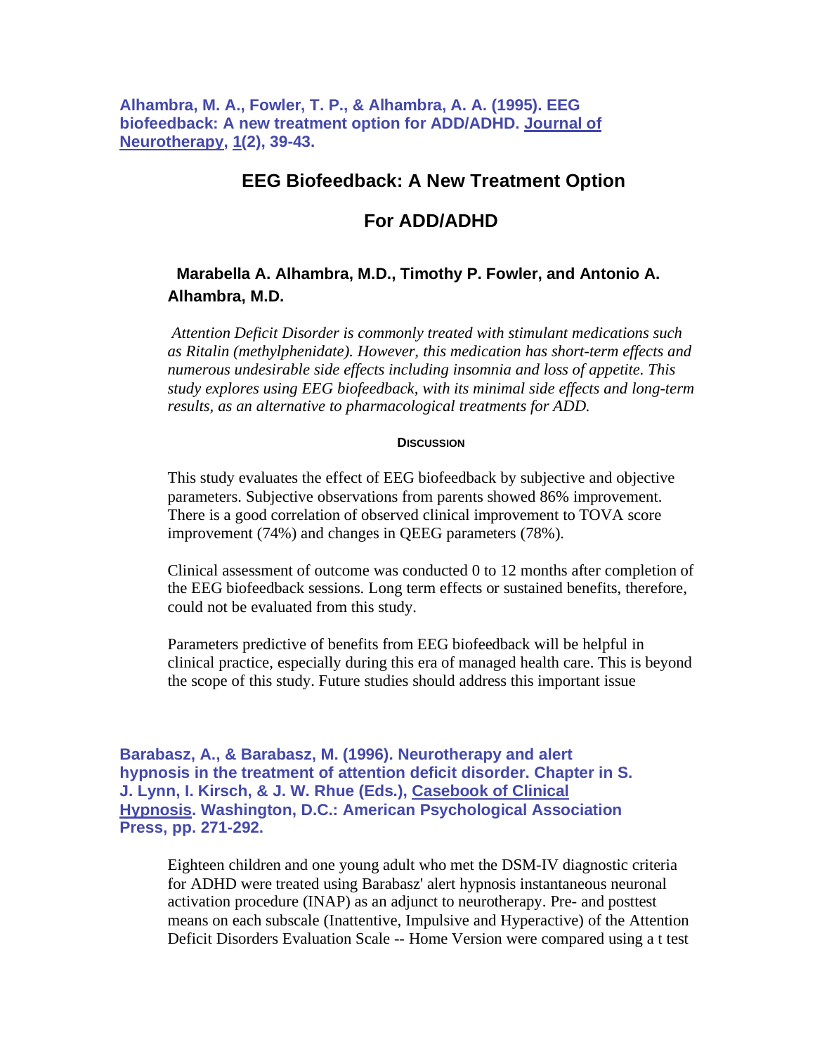**Alhambra, M. A., Fowler, T. P., & Alhambra, A. A. (1995). EEG biofeedback: A new treatment option for ADD/ADHD. Journal of Neurotherapy, 1(2), 39-43.**

## EEG Biofeedback: A New Treatment Option For ADD/ADHD

**Marabella A. Alhambra, M.D., Timothy P. Fowler, and Antonio A. Alhambra, M.D.**

*Attention Deficit Disorder is commonly treated with stimulant medications such as Ritalin (methylphenidate). However, this medication has short-term effects and numerous undesirable side effects including insomnia and loss of appetite. This study explores using EEG biofeedback, with its minimal side effects and long-term results, as an alternative to pharmacological treatments for ADD.*

**DISCUSSION**

This study evaluates the effect of EEG biofeedback by subjective and objective parameters. Subjective observations from parents showed 86% improvement. There is a good correlation of observed clinical improvement to TOVA score improvement (74%) and changes in QEEG parameters (78%).

Clinical assessment of outcome was conducted 0 to 12 months after completion of the EEG biofeedback sessions. Long term effects or sustained benefits, therefore, could not be evaluated from this study.

Parameters predictive of benefits from EEG biofeedback will be helpful in clinical practice, especially during this era of managed health care. This is beyond the scope of this study. Future studies should address this important issue

**Barabasz, A., & Barabasz, M. (1996). Neurotherapy and alert hypnosis in the treatment of attention deficit disorder. Chapter in S. J. Lynn, I. Kirsch, & J. W. Rhue (Eds.), Casebook of Clinical Hypnosis. Washington, D.C.: American Psychological Association Press, pp. 271-292.**

Eighteen children and one young adult who met the DSM-IV diagnostic criteria for ADHD were treated using Barabasz' alert hypnosis instantaneous neuronal activation procedure (INAP) as an adjunct to neurotherapy. Pre- and posttest means on each subscale (Inattentive, Impulsive and Hyperactive) of the Attention Deficit Disorders Evaluation Scale -- Home Version were compared using a t test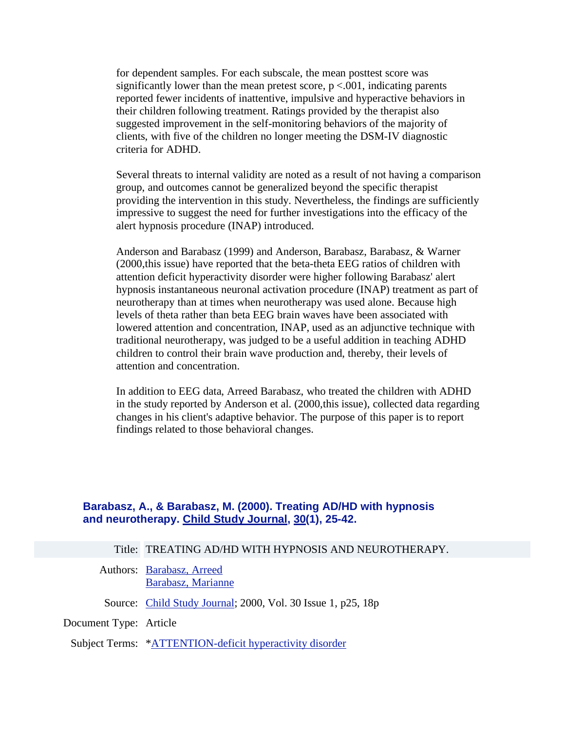for dependent samples. For each subscale, the mean posttest score was significantly lower than the mean pretest score, $p < .001$, indicating parents reported fewer incidents of inattentive, impulsive and hyperactive behaviors in their children following treatment. Ratings provided by the therapist also suggested improvement in the self-monitoring behaviors of the majority of clients, with five of the children no longer meeting the DSM-IV diagnostic criteria for ADHD.

Several threats to internal validity are noted as a result of not having a comparison group, and outcomes cannot be generalized beyond the specific therapist providing the intervention in this study. Nevertheless, the findings are sufficiently impressive to suggest the need for further investigations into the efficacy of the alert hypnosis procedure (INAP) introduced.

Anderson and Barabasz (1999) and Anderson, Barabasz, Barabasz, & Warner (2000,this issue) have reported that the beta-theta EEG ratios of children with attention deficit hyperactivity disorder were higher following Barabasz' alert hypnosis instantaneous neuronal activation procedure (INAP) treatment as part of neurotherapy than at times when neurotherapy was used alone. Because high levels of theta rather than beta EEG brain waves have been associated with lowered attention and concentration, INAP, used as an adjunctive technique with traditional neurotherapy, was judged to be a useful addition in teaching ADHD children to control their brain wave production and, thereby, their levels of attention and concentration.

In addition to EEG data, Arreed Barabasz, who treated the children with ADHD in the study reported by Anderson et al. (2000,this issue), collected data regarding changes in his client's adaptive behavior. The purpose of this paper is to report findings related to those behavioral changes.

**Barabasz, A., & Barabasz, M. (2000). Treating AD/HD with hypnosis and neurotherapy. Child Study Journal, 30(1), 25-42.**

| | |
|---|---|
| Title: | TREATING AD/HD WITH HYPNOSIS AND NEUROTHERAPY. |
| Authors: | Barabasz, Arreed<br>Barabasz, Marianne |
| Source: | Child Study Journal; 2000, Vol. 30 Issue 1, p25, 18p |
| Document Type: | Article |
| Subject Terms: | *ATTENTION-deficit hyperactivity disorder |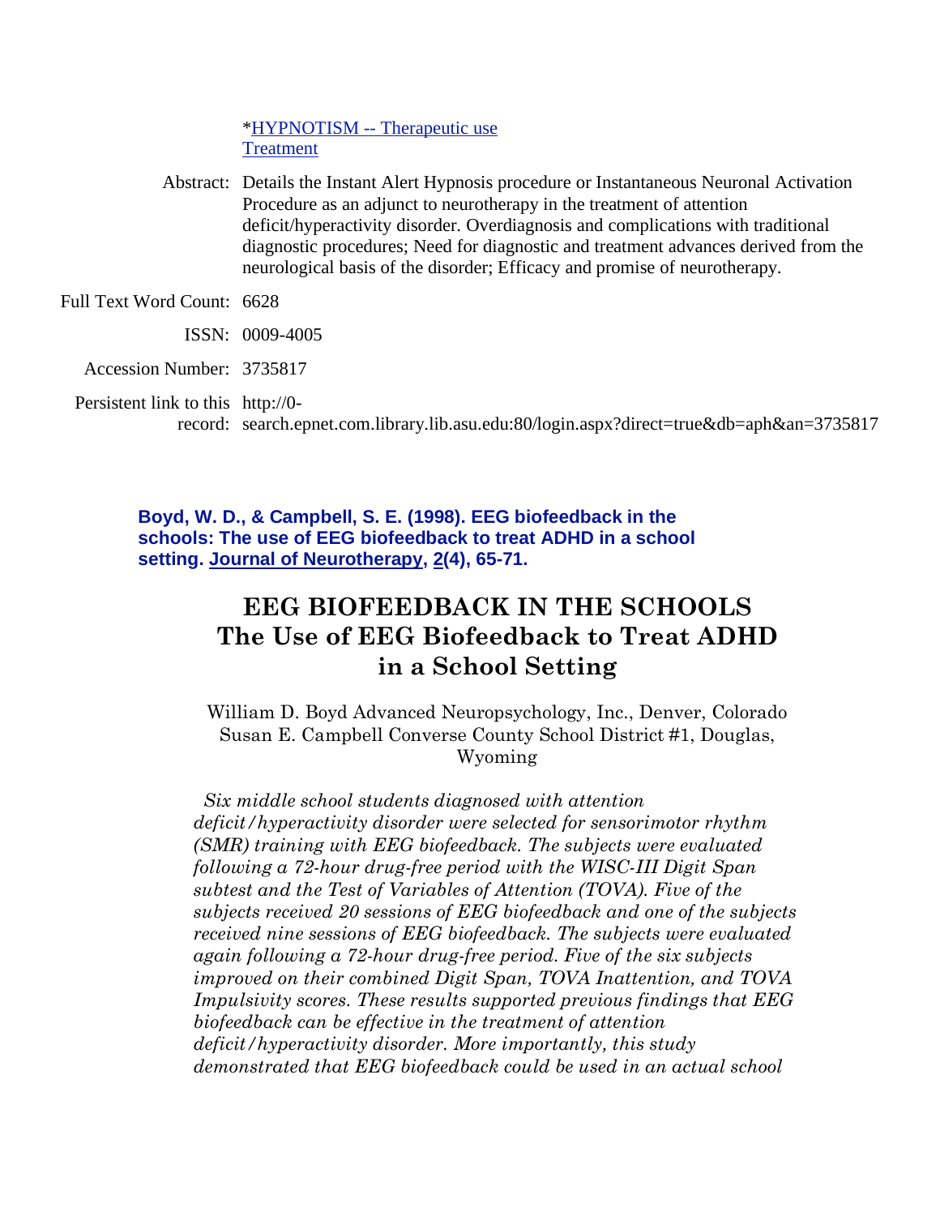*[HYPNOTISM -- Therapeutic use](#)
[Treatment](#)

Abstract: Details the Instant Alert Hypnosis procedure or Instantaneous Neuronal Activation Procedure as an adjunct to neurotherapy in the treatment of attention deficit/hyperactivity disorder. Overdiagnosis and complications with traditional diagnostic procedures; Need for diagnostic and treatment advances derived from the neurological basis of the disorder; Efficacy and promise of neurotherapy.

Full Text Word Count: 6628

ISSN: 0009-4005

Accession Number: 3735817

Persistent link to this record: http://0-search.epnet.com.library.lib.asu.edu:80/login.aspx?direct=true&db=aph&an=3735817

**Boyd, W. D., & Campbell, S. E. (1998). EEG biofeedback in the schools: The use of EEG biofeedback to treat ADHD in a school setting. Journal of Neurotherapy, 2(4), 65-71.**

# EEG BIOFEEDBACK IN THE SCHOOLS
## The Use of EEG Biofeedback to Treat ADHD in a School Setting

William D. Boyd Advanced Neuropsychology, Inc., Denver, Colorado
Susan E. Campbell Converse County School District #1, Douglas, Wyoming

*Six middle school students diagnosed with attention deficit/hyperactivity disorder were selected for sensorimotor rhythm (SMR) training with EEG biofeedback. The subjects were evaluated following a 72-hour drug-free period with the WISC-III Digit Span subtest and the Test of Variables of Attention (TOVA). Five of the subjects received 20 sessions of EEG biofeedback and one of the subjects received nine sessions of EEG biofeedback. The subjects were evaluated again following a 72-hour drug-free period. Five of the six subjects improved on their combined Digit Span, TOVA Inattention, and TOVA Impulsivity scores. These results supported previous findings that EEG biofeedback can be effective in the treatment of attention deficit/hyperactivity disorder. More importantly, this study demonstrated that EEG biofeedback could be used in an actual school*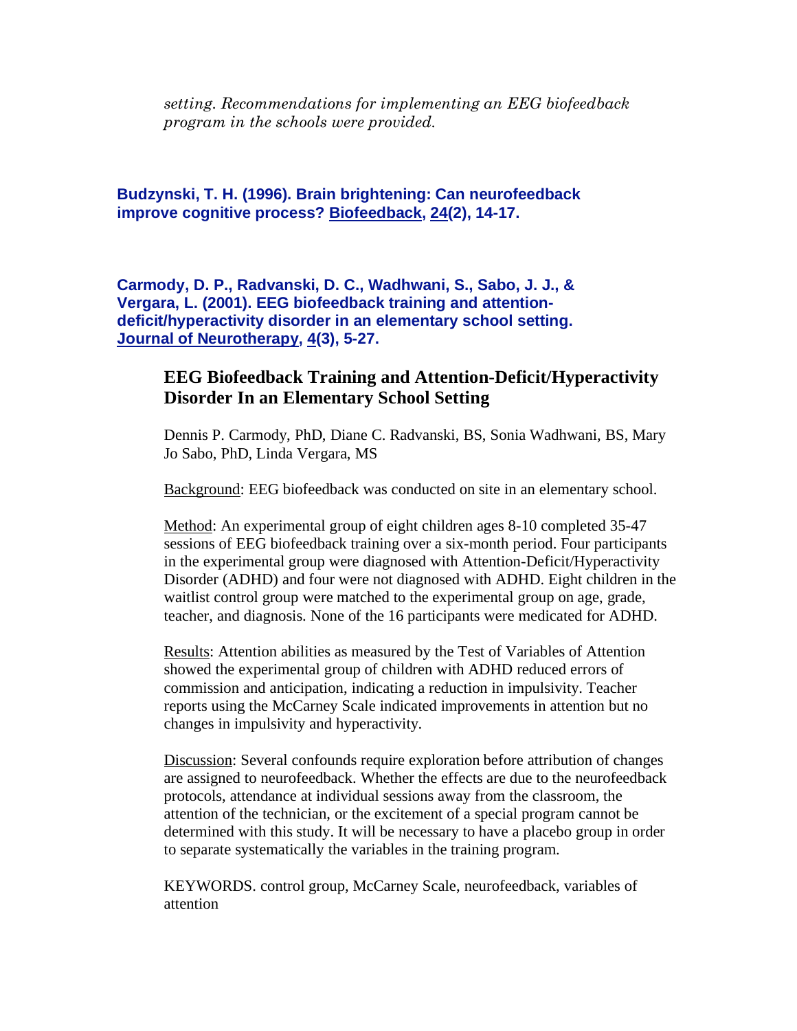*setting. Recommendations for implementing an EEG biofeedback program in the schools were provided.*

**Budzynski, T. H. (1996). Brain brightening: Can neurofeedback improve cognitive process? Biofeedback, 24(2), 14-17.**

**Carmody, D. P., Radvanski, D. C., Wadhwani, S., Sabo, J. J., & Vergara, L. (2001). EEG biofeedback training and attention-deficit/hyperactivity disorder in an elementary school setting. Journal of Neurotherapy, 4(3), 5-27.**

## EEG Biofeedback Training and Attention-Deficit/Hyperactivity Disorder In an Elementary School Setting

Dennis P. Carmody, PhD, Diane C. Radvanski, BS, Sonia Wadhwani, BS, Mary Jo Sabo, PhD, Linda Vergara, MS

Background: EEG biofeedback was conducted on site in an elementary school.

Method: An experimental group of eight children ages 8-10 completed 35-47 sessions of EEG biofeedback training over a six-month period. Four participants in the experimental group were diagnosed with Attention-Deficit/Hyperactivity Disorder (ADHD) and four were not diagnosed with ADHD. Eight children in the waitlist control group were matched to the experimental group on age, grade, teacher, and diagnosis. None of the 16 participants were medicated for ADHD.

Results: Attention abilities as measured by the Test of Variables of Attention showed the experimental group of children with ADHD reduced errors of commission and anticipation, indicating a reduction in impulsivity. Teacher reports using the McCarney Scale indicated improvements in attention but no changes in impulsivity and hyperactivity.

Discussion: Several confounds require exploration before attribution of changes are assigned to neurofeedback. Whether the effects are due to the neurofeedback protocols, attendance at individual sessions away from the classroom, the attention of the technician, or the excitement of a special program cannot be determined with this study. It will be necessary to have a placebo group in order to separate systematically the variables in the training program.

KEYWORDS. control group, McCarney Scale, neurofeedback, variables of attention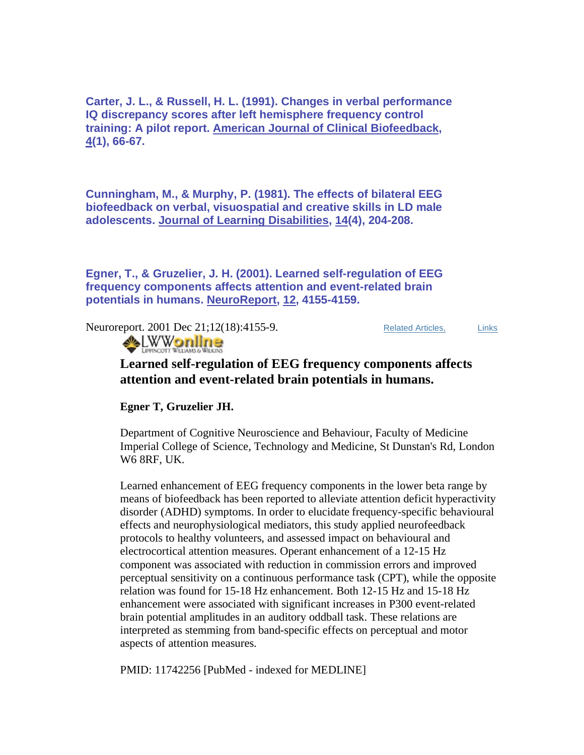**Carter, J. L., & Russell, H. L. (1991). Changes in verbal performance IQ discrepancy scores after left hemisphere frequency control training: A pilot report. American Journal of Clinical Biofeedback, 4(1), 66-67.**

**Cunningham, M., & Murphy, P. (1981). The effects of bilateral EEG biofeedback on verbal, visuospatial and creative skills in LD male adolescents. Journal of Learning Disabilities, 14(4), 204-208.**

**Egner, T., & Gruzelier, J. H. (2001). Learned self-regulation of EEG frequency components affects attention and event-related brain potentials in humans. NeuroReport, 12, 4155-4159.**

Neuroreport. 2001 Dec 21;12(18):4155-9. Related Articles, Links

LWWonline Lippincott Williams & Wilkins

**Learned self-regulation of EEG frequency components affects attention and event-related brain potentials in humans.**

**Egner T, Gruzelier JH.**

Department of Cognitive Neuroscience and Behaviour, Faculty of Medicine Imperial College of Science, Technology and Medicine, St Dunstan's Rd, London W6 8RF, UK.

Learned enhancement of EEG frequency components in the lower beta range by means of biofeedback has been reported to alleviate attention deficit hyperactivity disorder (ADHD) symptoms. In order to elucidate frequency-specific behavioural effects and neurophysiological mediators, this study applied neurofeedback protocols to healthy volunteers, and assessed impact on behavioural and electrocortical attention measures. Operant enhancement of a 12-15 Hz component was associated with reduction in commission errors and improved perceptual sensitivity on a continuous performance task (CPT), while the opposite relation was found for 15-18 Hz enhancement. Both 12-15 Hz and 15-18 Hz enhancement were associated with significant increases in P300 event-related brain potential amplitudes in an auditory oddball task. These relations are interpreted as stemming from band-specific effects on perceptual and motor aspects of attention measures.

PMID: 11742256 [PubMed - indexed for MEDLINE]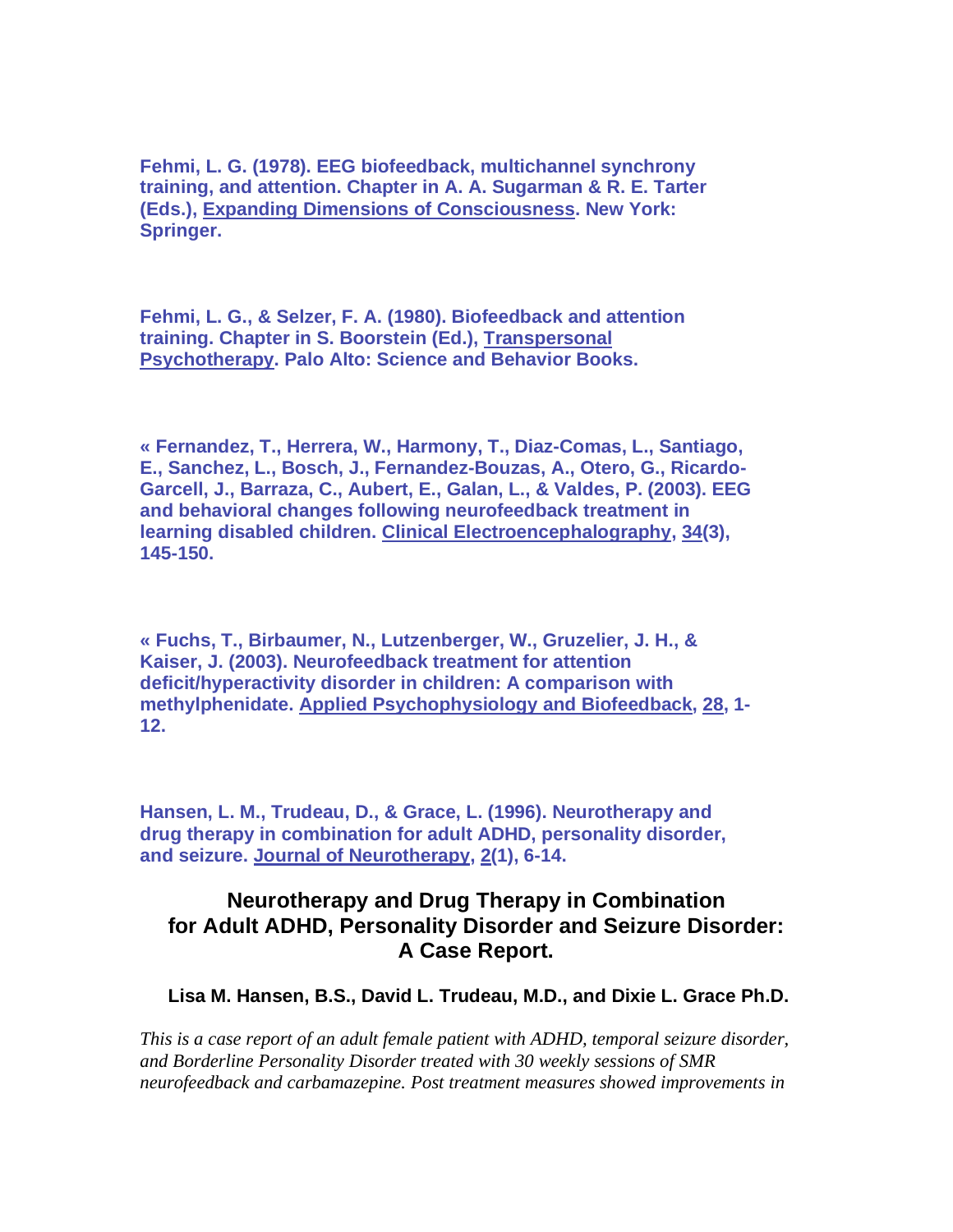**Fehmi, L. G. (1978). EEG biofeedback, multichannel synchrony training, and attention. Chapter in A. A. Sugarman & R. E. Tarter (Eds.), Expanding Dimensions of Consciousness. New York: Springer.**

**Fehmi, L. G., & Selzer, F. A. (1980). Biofeedback and attention training. Chapter in S. Boorstein (Ed.), Transpersonal Psychotherapy. Palo Alto: Science and Behavior Books.**

**« Fernandez, T., Herrera, W., Harmony, T., Diaz-Comas, L., Santiago, E., Sanchez, L., Bosch, J., Fernandez-Bouzas, A., Otero, G., Ricardo-Garcell, J., Barraza, C., Aubert, E., Galan, L., & Valdes, P. (2003). EEG and behavioral changes following neurofeedback treatment in learning disabled children. Clinical Electroencephalography, 34(3), 145-150.**

**« Fuchs, T., Birbaumer, N., Lutzenberger, W., Gruzelier, J. H., & Kaiser, J. (2003). Neurofeedback treatment for attention deficit/hyperactivity disorder in children: A comparison with methylphenidate. Applied Psychophysiology and Biofeedback, 28, 1-12.**

**Hansen, L. M., Trudeau, D., & Grace, L. (1996). Neurotherapy and drug therapy in combination for adult ADHD, personality disorder, and seizure. Journal of Neurotherapy, 2(1), 6-14.**

## Neurotherapy and Drug Therapy in Combination for Adult ADHD, Personality Disorder and Seizure Disorder: A Case Report.

**Lisa M. Hansen, B.S., David L. Trudeau, M.D., and Dixie L. Grace Ph.D.**

*This is a case report of an adult female patient with ADHD, temporal seizure disorder, and Borderline Personality Disorder treated with 30 weekly sessions of SMR neurofeedback and carbamazepine. Post treatment measures showed improvements in*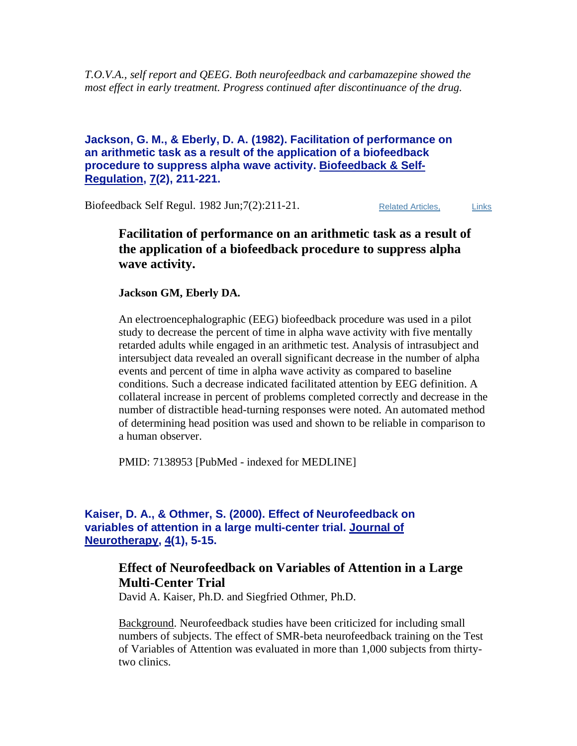*T.O.V.A., self report and QEEG. Both neurofeedback and carbamazepine showed the most effect in early treatment. Progress continued after discontinuance of the drug.*

**Jackson, G. M., & Eberly, D. A. (1982). Facilitation of performance on an arithmetic task as a result of the application of a biofeedback procedure to suppress alpha wave activity. Biofeedback & Self-Regulation, 7(2), 211-221.**

Biofeedback Self Regul. 1982 Jun;7(2):211-21. Related Articles, Links

### Facilitation of performance on an arithmetic task as a result of the application of a biofeedback procedure to suppress alpha wave activity.

**Jackson GM, Eberly DA.**

An electroencephalographic (EEG) biofeedback procedure was used in a pilot study to decrease the percent of time in alpha wave activity with five mentally retarded adults while engaged in an arithmetic test. Analysis of intrasubject and intersubject data revealed an overall significant decrease in the number of alpha events and percent of time in alpha wave activity as compared to baseline conditions. Such a decrease indicated facilitated attention by EEG definition. A collateral increase in percent of problems completed correctly and decrease in the number of distractible head-turning responses were noted. An automated method of determining head position was used and shown to be reliable in comparison to a human observer.

PMID: 7138953 [PubMed - indexed for MEDLINE]

**Kaiser, D. A., & Othmer, S. (2000). Effect of Neurofeedback on variables of attention in a large multi-center trial. Journal of Neurotherapy, 4(1), 5-15.**

### Effect of Neurofeedback on Variables of Attention in a Large Multi-Center Trial

David A. Kaiser, Ph.D. and Siegfried Othmer, Ph.D.

Background. Neurofeedback studies have been criticized for including small numbers of subjects. The effect of SMR-beta neurofeedback training on the Test of Variables of Attention was evaluated in more than 1,000 subjects from thirty-two clinics.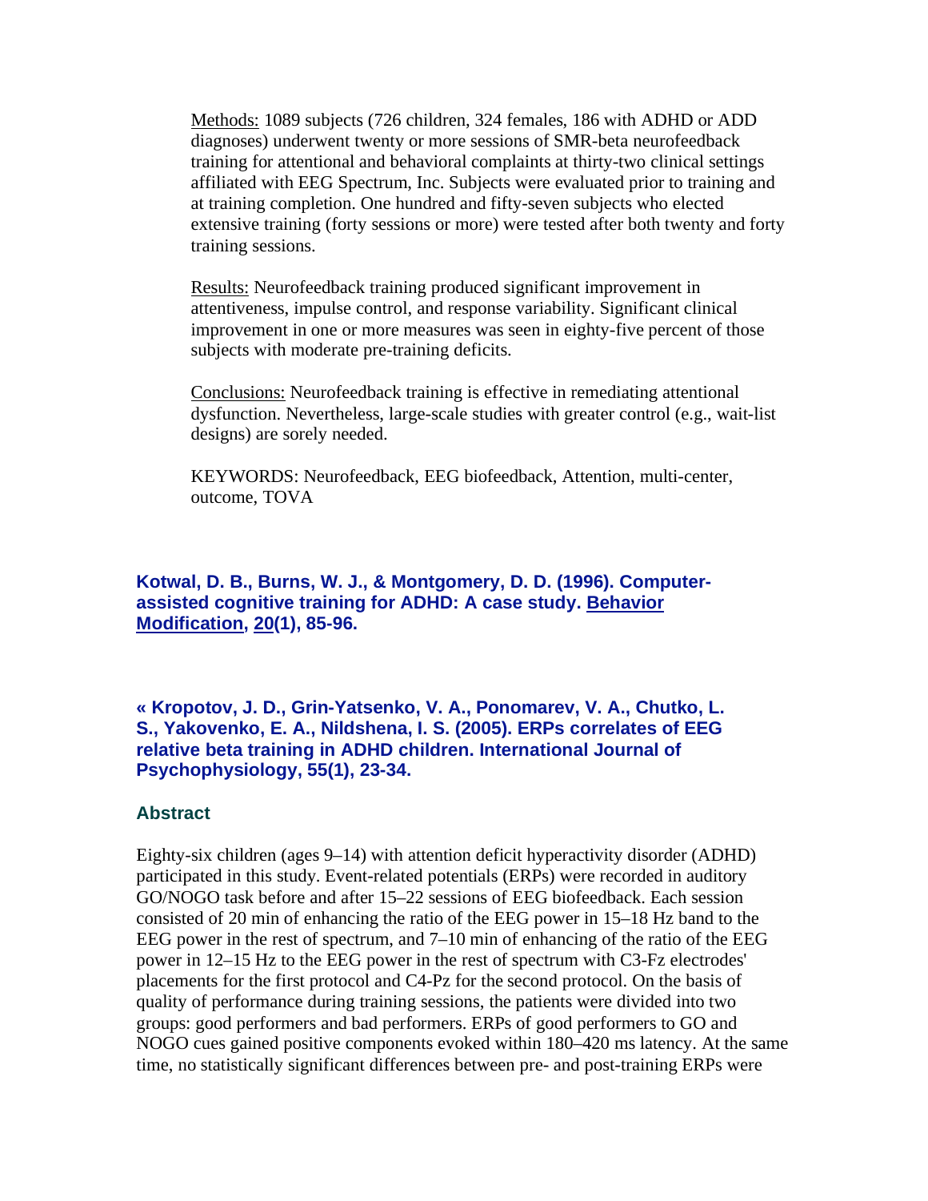Methods: 1089 subjects (726 children, 324 females, 186 with ADHD or ADD diagnoses) underwent twenty or more sessions of SMR-beta neurofeedback training for attentional and behavioral complaints at thirty-two clinical settings affiliated with EEG Spectrum, Inc. Subjects were evaluated prior to training and at training completion. One hundred and fifty-seven subjects who elected extensive training (forty sessions or more) were tested after both twenty and forty training sessions.

Results: Neurofeedback training produced significant improvement in attentiveness, impulse control, and response variability. Significant clinical improvement in one or more measures was seen in eighty-five percent of those subjects with moderate pre-training deficits.

Conclusions: Neurofeedback training is effective in remediating attentional dysfunction. Nevertheless, large-scale studies with greater control (e.g., wait-list designs) are sorely needed.

KEYWORDS: Neurofeedback, EEG biofeedback, Attention, multi-center, outcome, TOVA

### Kotwal, D. B., Burns, W. J., & Montgomery, D. D. (1996). Computer-assisted cognitive training for ADHD: A case study. Behavior Modification, 20(1), 85-96.

### « Kropotov, J. D., Grin-Yatsenko, V. A., Ponomarev, V. A., Chutko, L. S., Yakovenko, E. A., Nildshena, I. S. (2005). ERPs correlates of EEG relative beta training in ADHD children. International Journal of Psychophysiology, 55(1), 23-34.

### Abstract

Eighty-six children (ages 9–14) with attention deficit hyperactivity disorder (ADHD) participated in this study. Event-related potentials (ERPs) were recorded in auditory GO/NOGO task before and after 15–22 sessions of EEG biofeedback. Each session consisted of 20 min of enhancing the ratio of the EEG power in 15–18 Hz band to the EEG power in the rest of spectrum, and 7–10 min of enhancing of the ratio of the EEG power in 12–15 Hz to the EEG power in the rest of spectrum with C3-Fz electrodes' placements for the first protocol and C4-Pz for the second protocol. On the basis of quality of performance during training sessions, the patients were divided into two groups: good performers and bad performers. ERPs of good performers to GO and NOGO cues gained positive components evoked within 180–420 ms latency. At the same time, no statistically significant differences between pre- and post-training ERPs were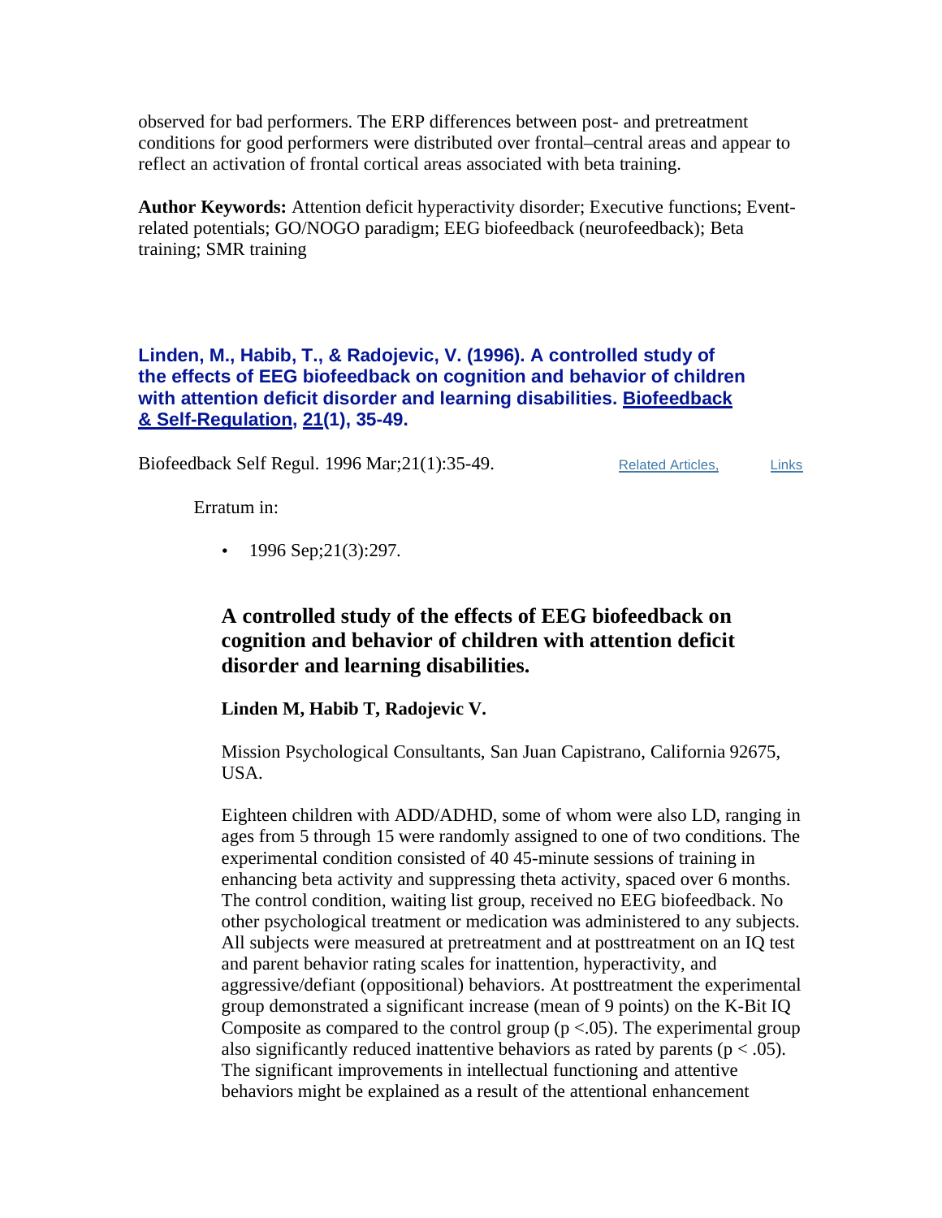observed for bad performers. The ERP differences between post- and pretreatment conditions for good performers were distributed over frontal–central areas and appear to reflect an activation of frontal cortical areas associated with beta training.

**Author Keywords:** Attention deficit hyperactivity disorder; Executive functions; Event-related potentials; GO/NOGO paradigm; EEG biofeedback (neurofeedback); Beta training; SMR training

**Linden, M., Habib, T., & Radojevic, V. (1996). A controlled study of the effects of EEG biofeedback on cognition and behavior of children with attention deficit disorder and learning disabilities. Biofeedback & Self-Regulation, 21(1), 35-49.**

Biofeedback Self Regul. 1996 Mar;21(1):35-49. Related Articles, Links

Erratum in:

- 1996 Sep;21(3):297.

### A controlled study of the effects of EEG biofeedback on cognition and behavior of children with attention deficit disorder and learning disabilities.

**Linden M, Habib T, Radojevic V.**

Mission Psychological Consultants, San Juan Capistrano, California 92675, USA.

Eighteen children with ADD/ADHD, some of whom were also LD, ranging in ages from 5 through 15 were randomly assigned to one of two conditions. The experimental condition consisted of 40 45-minute sessions of training in enhancing beta activity and suppressing theta activity, spaced over 6 months. The control condition, waiting list group, received no EEG biofeedback. No other psychological treatment or medication was administered to any subjects. All subjects were measured at pretreatment and at posttreatment on an IQ test and parent behavior rating scales for inattention, hyperactivity, and aggressive/defiant (oppositional) behaviors. At posttreatment the experimental group demonstrated a significant increase (mean of 9 points) on the K-Bit IQ Composite as compared to the control group ($p < .05$). The experimental group also significantly reduced inattentive behaviors as rated by parents ($p < .05$). The significant improvements in intellectual functioning and attentive behaviors might be explained as a result of the attentional enhancement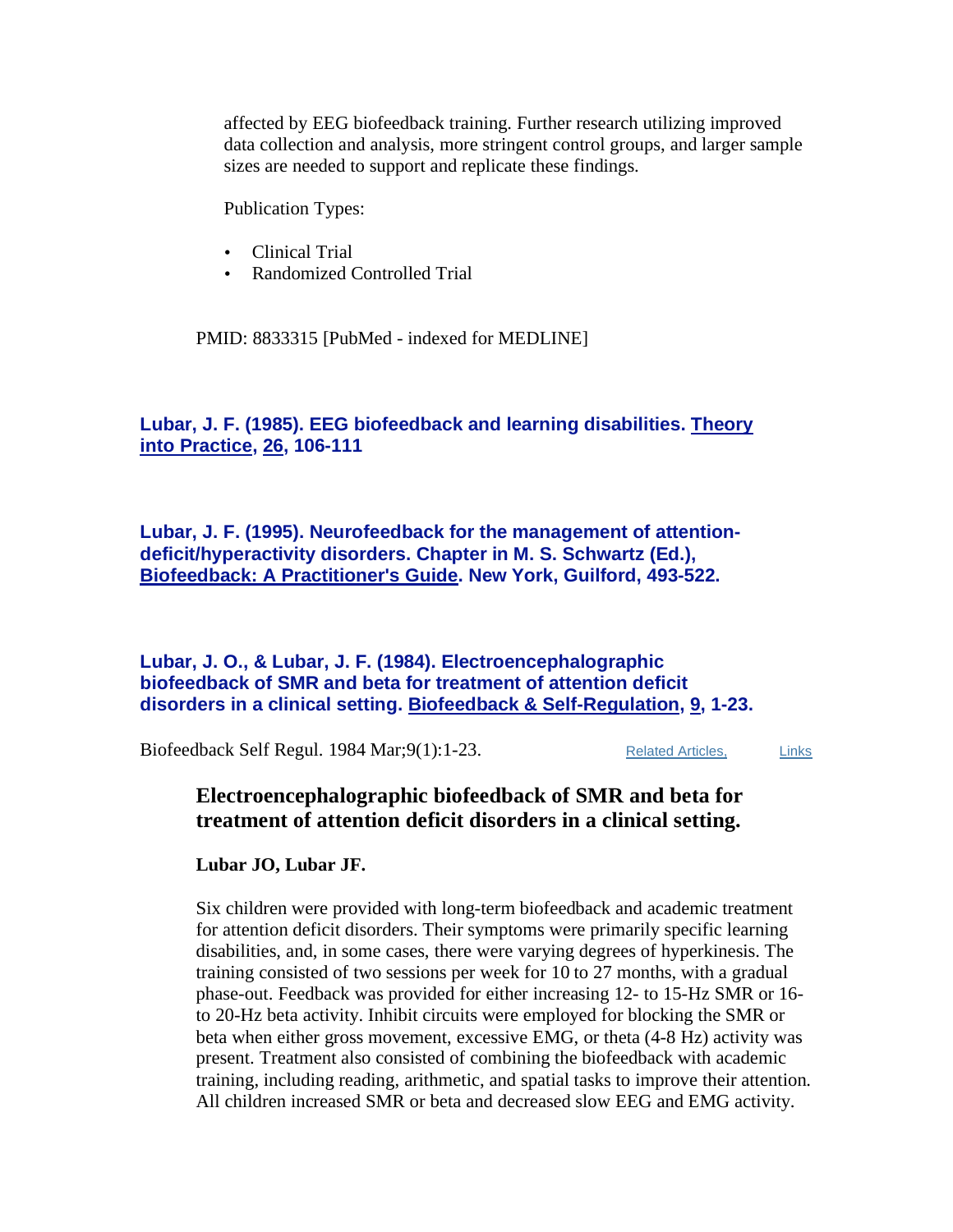affected by EEG biofeedback training. Further research utilizing improved data collection and analysis, more stringent control groups, and larger sample sizes are needed to support and replicate these findings.

Publication Types:

- Clinical Trial
- Randomized Controlled Trial

PMID: 8833315 [PubMed - indexed for MEDLINE]

**Lubar, J. F. (1985). EEG biofeedback and learning disabilities. Theory into Practice, 26, 106-111**

**Lubar, J. F. (1995). Neurofeedback for the management of attention-deficit/hyperactivity disorders. Chapter in M. S. Schwartz (Ed.), Biofeedback: A Practitioner's Guide. New York, Guilford, 493-522.**

**Lubar, J. O., & Lubar, J. F. (1984). Electroencephalographic biofeedback of SMR and beta for treatment of attention deficit disorders in a clinical setting. Biofeedback & Self-Regulation, 9, 1-23.**

Biofeedback Self Regul. 1984 Mar;9(1):1-23. Related Articles, Links

### Electroencephalographic biofeedback of SMR and beta for treatment of attention deficit disorders in a clinical setting.

**Lubar JO, Lubar JF.**

Six children were provided with long-term biofeedback and academic treatment for attention deficit disorders. Their symptoms were primarily specific learning disabilities, and, in some cases, there were varying degrees of hyperkinesis. The training consisted of two sessions per week for 10 to 27 months, with a gradual phase-out. Feedback was provided for either increasing 12- to 15-Hz SMR or 16- to 20-Hz beta activity. Inhibit circuits were employed for blocking the SMR or beta when either gross movement, excessive EMG, or theta (4-8 Hz) activity was present. Treatment also consisted of combining the biofeedback with academic training, including reading, arithmetic, and spatial tasks to improve their attention. All children increased SMR or beta and decreased slow EEG and EMG activity.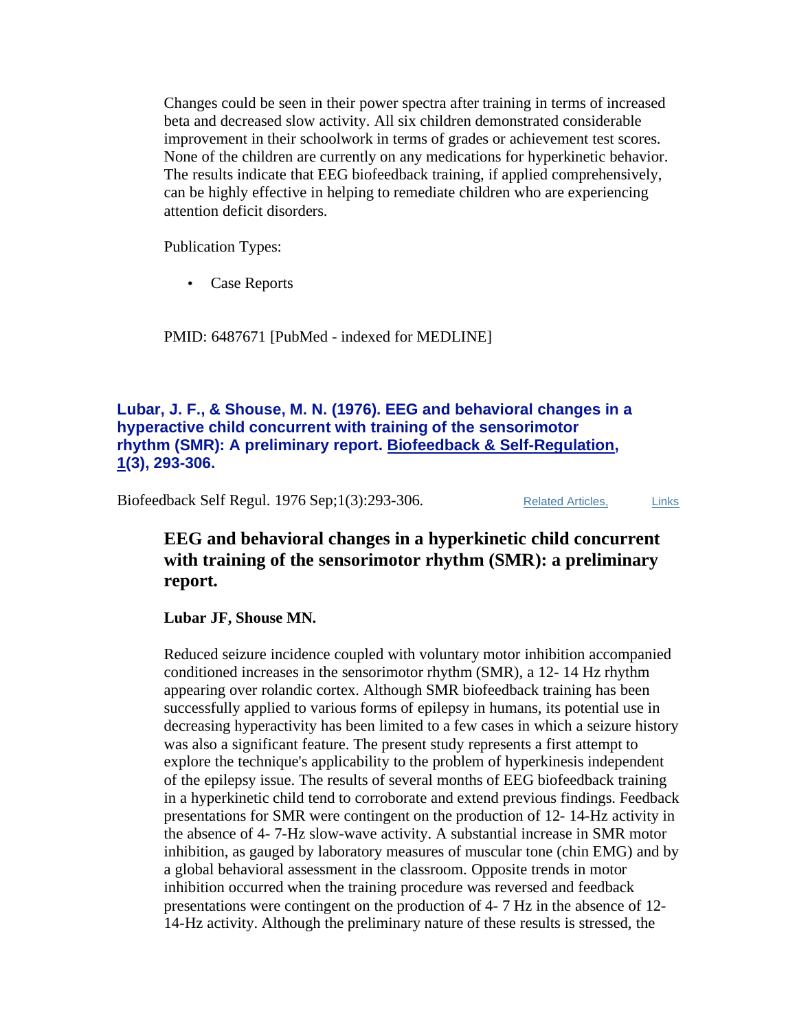Changes could be seen in their power spectra after training in terms of increased beta and decreased slow activity. All six children demonstrated considerable improvement in their schoolwork in terms of grades or achievement test scores. None of the children are currently on any medications for hyperkinetic behavior. The results indicate that EEG biofeedback training, if applied comprehensively, can be highly effective in helping to remediate children who are experiencing attention deficit disorders.

Publication Types:

- Case Reports

PMID: 6487671 [PubMed - indexed for MEDLINE]

**Lubar, J. F., & Shouse, M. N. (1976). EEG and behavioral changes in a hyperactive child concurrent with training of the sensorimotor rhythm (SMR): A preliminary report. Biofeedback & Self-Regulation, 1(3), 293-306.**

Biofeedback Self Regul. 1976 Sep;1(3):293-306. Related Articles, Links

### EEG and behavioral changes in a hyperkinetic child concurrent with training of the sensorimotor rhythm (SMR): a preliminary report.

**Lubar JF, Shouse MN.**

Reduced seizure incidence coupled with voluntary motor inhibition accompanied conditioned increases in the sensorimotor rhythm (SMR), a 12- 14 Hz rhythm appearing over rolandic cortex. Although SMR biofeedback training has been successfully applied to various forms of epilepsy in humans, its potential use in decreasing hyperactivity has been limited to a few cases in which a seizure history was also a significant feature. The present study represents a first attempt to explore the technique's applicability to the problem of hyperkinesis independent of the epilepsy issue. The results of several months of EEG biofeedback training in a hyperkinetic child tend to corroborate and extend previous findings. Feedback presentations for SMR were contingent on the production of 12- 14-Hz activity in the absence of 4- 7-Hz slow-wave activity. A substantial increase in SMR motor inhibition, as gauged by laboratory measures of muscular tone (chin EMG) and by a global behavioral assessment in the classroom. Opposite trends in motor inhibition occurred when the training procedure was reversed and feedback presentations were contingent on the production of 4- 7 Hz in the absence of 12- 14-Hz activity. Although the preliminary nature of these results is stressed, the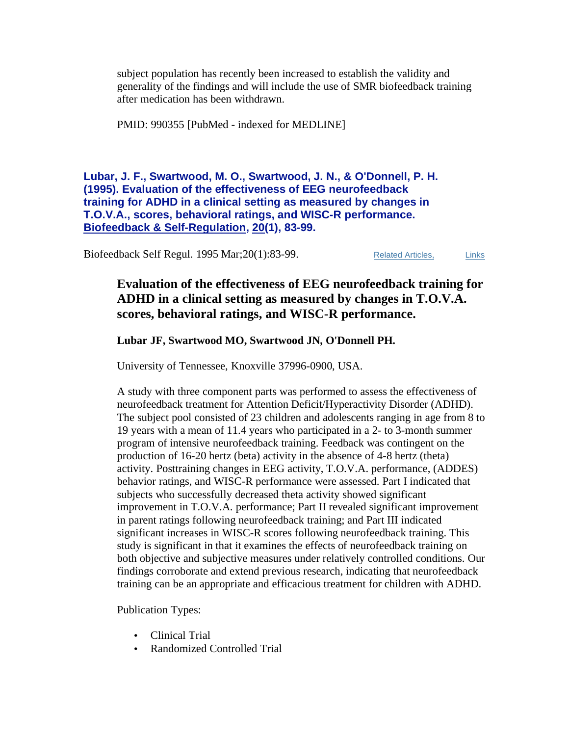subject population has recently been increased to establish the validity and generality of the findings and will include the use of SMR biofeedback training after medication has been withdrawn.

PMID: 990355 [PubMed - indexed for MEDLINE]

**Lubar, J. F., Swartwood, M. O., Swartwood, J. N., & O'Donnell, P. H. (1995). Evaluation of the effectiveness of EEG neurofeedback training for ADHD in a clinical setting as measured by changes in T.O.V.A., scores, behavioral ratings, and WISC-R performance. Biofeedback & Self-Regulation, 20(1), 83-99.**

Biofeedback Self Regul. 1995 Mar;20(1):83-99. Related Articles, Links

### Evaluation of the effectiveness of EEG neurofeedback training for ADHD in a clinical setting as measured by changes in T.O.V.A. scores, behavioral ratings, and WISC-R performance.

**Lubar JF, Swartwood MO, Swartwood JN, O'Donnell PH.**

University of Tennessee, Knoxville 37996-0900, USA.

A study with three component parts was performed to assess the effectiveness of neurofeedback treatment for Attention Deficit/Hyperactivity Disorder (ADHD). The subject pool consisted of 23 children and adolescents ranging in age from 8 to 19 years with a mean of 11.4 years who participated in a 2- to 3-month summer program of intensive neurofeedback training. Feedback was contingent on the production of 16-20 hertz (beta) activity in the absence of 4-8 hertz (theta) activity. Posttraining changes in EEG activity, T.O.V.A. performance, (ADDES) behavior ratings, and WISC-R performance were assessed. Part I indicated that subjects who successfully decreased theta activity showed significant improvement in T.O.V.A. performance; Part II revealed significant improvement in parent ratings following neurofeedback training; and Part III indicated significant increases in WISC-R scores following neurofeedback training. This study is significant in that it examines the effects of neurofeedback training on both objective and subjective measures under relatively controlled conditions. Our findings corroborate and extend previous research, indicating that neurofeedback training can be an appropriate and efficacious treatment for children with ADHD.

Publication Types:

- Clinical Trial
- Randomized Controlled Trial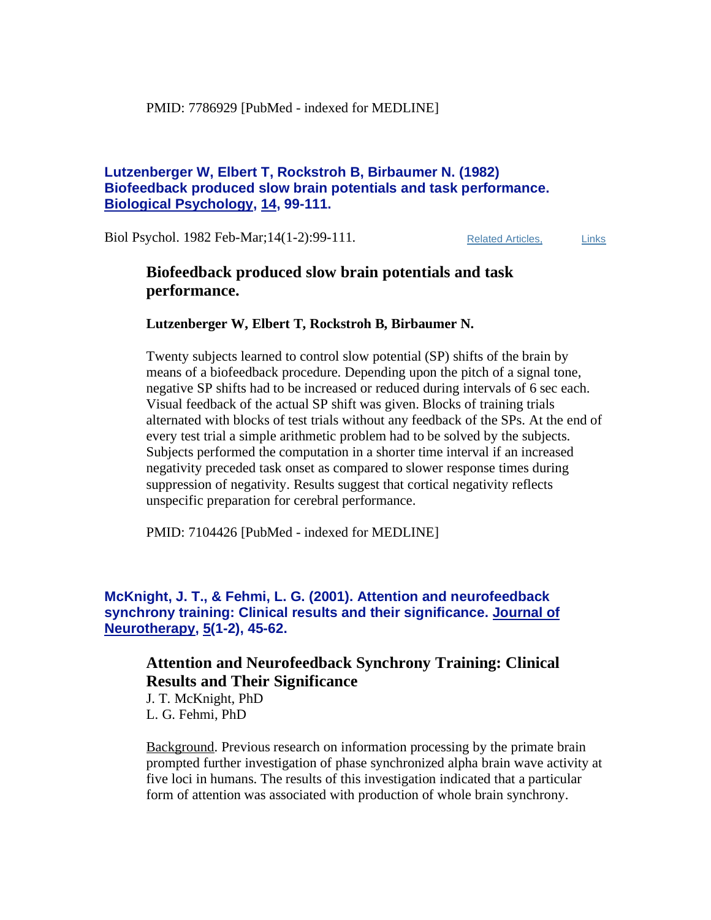PMID: 7786929 [PubMed - indexed for MEDLINE]

**Lutzenberger W, Elbert T, Rockstroh B, Birbaumer N. (1982) Biofeedback produced slow brain potentials and task performance. Biological Psychology, 14, 99-111.**

Biol Psychol. 1982 Feb-Mar;14(1-2):99-111. Related Articles, Links

## Biofeedback produced slow brain potentials and task performance.

**Lutzenberger W, Elbert T, Rockstroh B, Birbaumer N.**

Twenty subjects learned to control slow potential (SP) shifts of the brain by means of a biofeedback procedure. Depending upon the pitch of a signal tone, negative SP shifts had to be increased or reduced during intervals of 6 sec each. Visual feedback of the actual SP shift was given. Blocks of training trials alternated with blocks of test trials without any feedback of the SPs. At the end of every test trial a simple arithmetic problem had to be solved by the subjects. Subjects performed the computation in a shorter time interval if an increased negativity preceded task onset as compared to slower response times during suppression of negativity. Results suggest that cortical negativity reflects unspecific preparation for cerebral performance.

PMID: 7104426 [PubMed - indexed for MEDLINE]

**McKnight, J. T., & Fehmi, L. G. (2001). Attention and neurofeedback synchrony training: Clinical results and their significance. Journal of Neurotherapy, 5(1-2), 45-62.**

## Attention and Neurofeedback Synchrony Training: Clinical Results and Their Significance

J. T. McKnight, PhD
L. G. Fehmi, PhD

Background. Previous research on information processing by the primate brain prompted further investigation of phase synchronized alpha brain wave activity at five loci in humans. The results of this investigation indicated that a particular form of attention was associated with production of whole brain synchrony.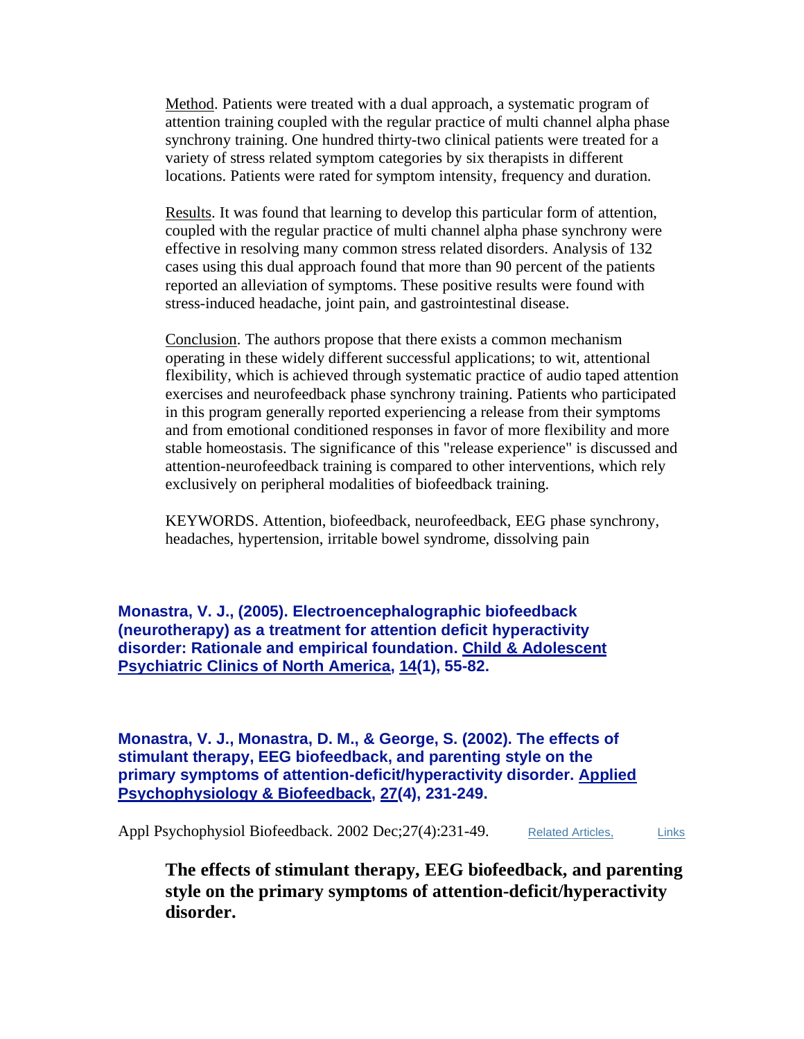Method. Patients were treated with a dual approach, a systematic program of attention training coupled with the regular practice of multi channel alpha phase synchrony training. One hundred thirty-two clinical patients were treated for a variety of stress related symptom categories by six therapists in different locations. Patients were rated for symptom intensity, frequency and duration.

Results. It was found that learning to develop this particular form of attention, coupled with the regular practice of multi channel alpha phase synchrony were effective in resolving many common stress related disorders. Analysis of 132 cases using this dual approach found that more than 90 percent of the patients reported an alleviation of symptoms. These positive results were found with stress-induced headache, joint pain, and gastrointestinal disease.

Conclusion. The authors propose that there exists a common mechanism operating in these widely different successful applications; to wit, attentional flexibility, which is achieved through systematic practice of audio taped attention exercises and neurofeedback phase synchrony training. Patients who participated in this program generally reported experiencing a release from their symptoms and from emotional conditioned responses in favor of more flexibility and more stable homeostasis. The significance of this "release experience" is discussed and attention-neurofeedback training is compared to other interventions, which rely exclusively on peripheral modalities of biofeedback training.

KEYWORDS. Attention, biofeedback, neurofeedback, EEG phase synchrony, headaches, hypertension, irritable bowel syndrome, dissolving pain

**Monastra, V. J., (2005). Electroencephalographic biofeedback (neurotherapy) as a treatment for attention deficit hyperactivity disorder: Rationale and empirical foundation. Child & Adolescent Psychiatric Clinics of North America, 14(1), 55-82.**

**Monastra, V. J., Monastra, D. M., & George, S. (2002). The effects of stimulant therapy, EEG biofeedback, and parenting style on the primary symptoms of attention-deficit/hyperactivity disorder. Applied Psychophysiology & Biofeedback, 27(4), 231-249.**

Appl Psychophysiol Biofeedback. 2002 Dec;27(4):231-49. Related Articles, Links

**The effects of stimulant therapy, EEG biofeedback, and parenting style on the primary symptoms of attention-deficit/hyperactivity disorder.**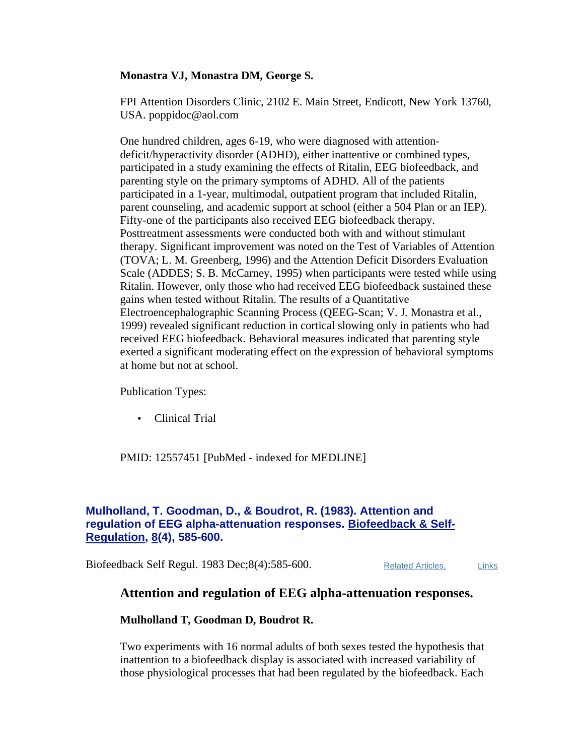**Monastra VJ, Monastra DM, George S.**

FPI Attention Disorders Clinic, 2102 E. Main Street, Endicott, New York 13760, USA. poppidoc@aol.com

One hundred children, ages 6-19, who were diagnosed with attention-deficit/hyperactivity disorder (ADHD), either inattentive or combined types, participated in a study examining the effects of Ritalin, EEG biofeedback, and parenting style on the primary symptoms of ADHD. All of the patients participated in a 1-year, multimodal, outpatient program that included Ritalin, parent counseling, and academic support at school (either a 504 Plan or an IEP). Fifty-one of the participants also received EEG biofeedback therapy. Posttreatment assessments were conducted both with and without stimulant therapy. Significant improvement was noted on the Test of Variables of Attention (TOVA; L. M. Greenberg, 1996) and the Attention Deficit Disorders Evaluation Scale (ADDES; S. B. McCarney, 1995) when participants were tested while using Ritalin. However, only those who had received EEG biofeedback sustained these gains when tested without Ritalin. The results of a Quantitative Electroencephalographic Scanning Process (QEEG-Scan; V. J. Monastra et al., 1999) revealed significant reduction in cortical slowing only in patients who had received EEG biofeedback. Behavioral measures indicated that parenting style exerted a significant moderating effect on the expression of behavioral symptoms at home but not at school.

Publication Types:

- Clinical Trial

PMID: 12557451 [PubMed - indexed for MEDLINE]

**Mulholland, T. Goodman, D., & Boudrot, R. (1983). Attention and regulation of EEG alpha-attenuation responses. Biofeedback & Self-Regulation, 8(4), 585-600.**

Biofeedback Self Regul. 1983 Dec;8(4):585-600. Related Articles, Links

### Attention and regulation of EEG alpha-attenuation responses.

**Mulholland T, Goodman D, Boudrot R.**

Two experiments with 16 normal adults of both sexes tested the hypothesis that inattention to a biofeedback display is associated with increased variability of those physiological processes that had been regulated by the biofeedback. Each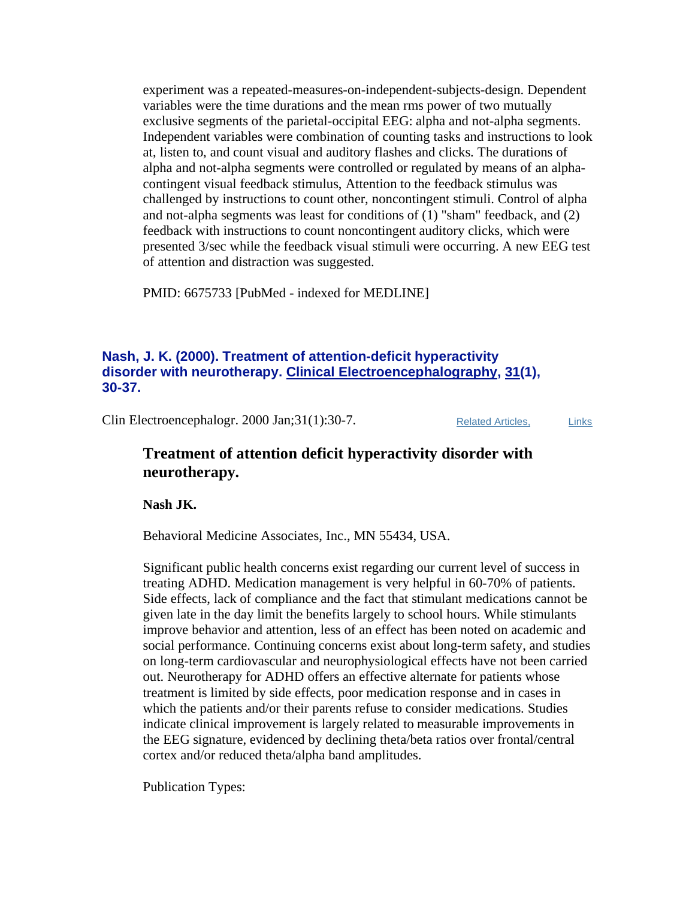experiment was a repeated-measures-on-independent-subjects-design. Dependent variables were the time durations and the mean rms power of two mutually exclusive segments of the parietal-occipital EEG: alpha and not-alpha segments. Independent variables were combination of counting tasks and instructions to look at, listen to, and count visual and auditory flashes and clicks. The durations of alpha and not-alpha segments were controlled or regulated by means of an alpha-contingent visual feedback stimulus, Attention to the feedback stimulus was challenged by instructions to count other, noncontingent stimuli. Control of alpha and not-alpha segments was least for conditions of (1) "sham" feedback, and (2) feedback with instructions to count noncontingent auditory clicks, which were presented 3/sec while the feedback visual stimuli were occurring. A new EEG test of attention and distraction was suggested.

PMID: 6675733 [PubMed - indexed for MEDLINE]

### Nash, J. K. (2000). Treatment of attention-deficit hyperactivity disorder with neurotherapy. Clinical Electroencephalography, 31(1), 30-37.

Clin Electroencephalogr. 2000 Jan;31(1):30-7. Related Articles, Links

## Treatment of attention deficit hyperactivity disorder with neurotherapy.

**Nash JK.**

Behavioral Medicine Associates, Inc., MN 55434, USA.

Significant public health concerns exist regarding our current level of success in treating ADHD. Medication management is very helpful in 60-70% of patients. Side effects, lack of compliance and the fact that stimulant medications cannot be given late in the day limit the benefits largely to school hours. While stimulants improve behavior and attention, less of an effect has been noted on academic and social performance. Continuing concerns exist about long-term safety, and studies on long-term cardiovascular and neurophysiological effects have not been carried out. Neurotherapy for ADHD offers an effective alternate for patients whose treatment is limited by side effects, poor medication response and in cases in which the patients and/or their parents refuse to consider medications. Studies indicate clinical improvement is largely related to measurable improvements in the EEG signature, evidenced by declining theta/beta ratios over frontal/central cortex and/or reduced theta/alpha band amplitudes.

Publication Types: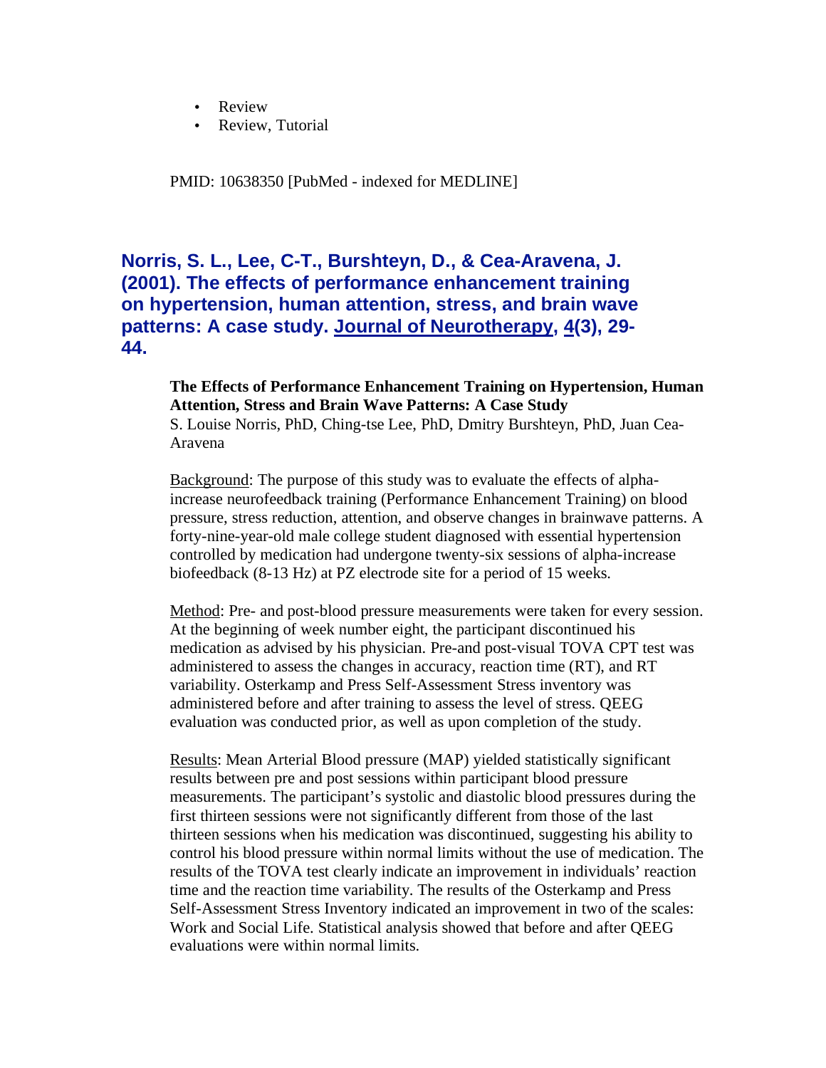- Review
- Review, Tutorial

PMID: 10638350 [PubMed - indexed for MEDLINE]

### Norris, S. L., Lee, C-T., Burshteyn, D., & Cea-Aravena, J. (2001). The effects of performance enhancement training on hypertension, human attention, stress, and brain wave patterns: A case study. Journal of Neurotherapy, 4(3), 29-44.

**The Effects of Performance Enhancement Training on Hypertension, Human Attention, Stress and Brain Wave Patterns: A Case Study**
S. Louise Norris, PhD, Ching-tse Lee, PhD, Dmitry Burshteyn, PhD, Juan Cea-Aravena

Background: The purpose of this study was to evaluate the effects of alpha-increase neurofeedback training (Performance Enhancement Training) on blood pressure, stress reduction, attention, and observe changes in brainwave patterns. A forty-nine-year-old male college student diagnosed with essential hypertension controlled by medication had undergone twenty-six sessions of alpha-increase biofeedback (8-13 Hz) at PZ electrode site for a period of 15 weeks.

Method: Pre- and post-blood pressure measurements were taken for every session. At the beginning of week number eight, the participant discontinued his medication as advised by his physician. Pre-and post-visual TOVA CPT test was administered to assess the changes in accuracy, reaction time (RT), and RT variability. Osterkamp and Press Self-Assessment Stress inventory was administered before and after training to assess the level of stress. QEEG evaluation was conducted prior, as well as upon completion of the study.

Results: Mean Arterial Blood pressure (MAP) yielded statistically significant results between pre and post sessions within participant blood pressure measurements. The participant's systolic and diastolic blood pressures during the first thirteen sessions were not significantly different from those of the last thirteen sessions when his medication was discontinued, suggesting his ability to control his blood pressure within normal limits without the use of medication. The results of the TOVA test clearly indicate an improvement in individuals' reaction time and the reaction time variability. The results of the Osterkamp and Press Self-Assessment Stress Inventory indicated an improvement in two of the scales: Work and Social Life. Statistical analysis showed that before and after QEEG evaluations were within normal limits.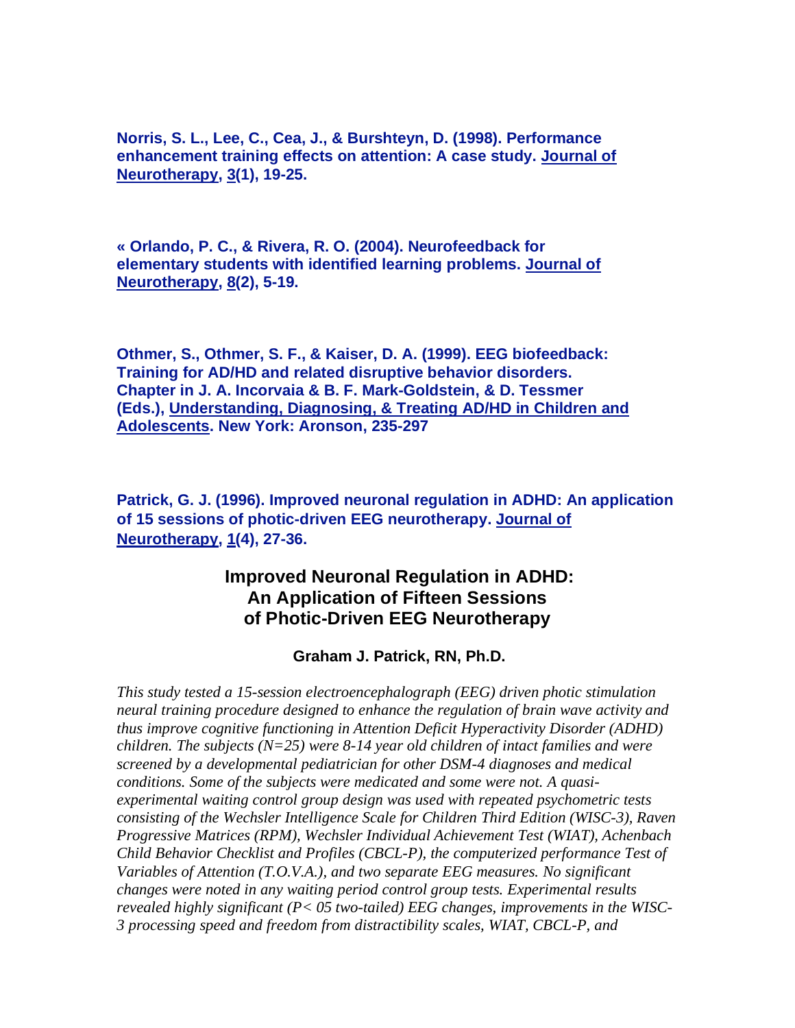**Norris, S. L., Lee, C., Cea, J., & Burshteyn, D. (1998). Performance enhancement training effects on attention: A case study. Journal of Neurotherapy, 3(1), 19-25.**

**« Orlando, P. C., & Rivera, R. O. (2004). Neurofeedback for elementary students with identified learning problems. Journal of Neurotherapy, 8(2), 5-19.**

**Othmer, S., Othmer, S. F., & Kaiser, D. A. (1999). EEG biofeedback: Training for AD/HD and related disruptive behavior disorders. Chapter in J. A. Incorvaia & B. F. Mark-Goldstein, & D. Tessmer (Eds.), Understanding, Diagnosing, & Treating AD/HD in Children and Adolescents. New York: Aronson, 235-297**

**Patrick, G. J. (1996). Improved neuronal regulation in ADHD: An application of 15 sessions of photic-driven EEG neurotherapy. Journal of Neurotherapy, 1(4), 27-36.**

## Improved Neuronal Regulation in ADHD: An Application of Fifteen Sessions of Photic-Driven EEG Neurotherapy

**Graham J. Patrick, RN, Ph.D.**

*This study tested a 15-session electroencephalograph (EEG) driven photic stimulation neural training procedure designed to enhance the regulation of brain wave activity and thus improve cognitive functioning in Attention Deficit Hyperactivity Disorder (ADHD) children. The subjects (N=25) were 8-14 year old children of intact families and were screened by a developmental pediatrician for other DSM-4 diagnoses and medical conditions. Some of the subjects were medicated and some were not. A quasi-experimental waiting control group design was used with repeated psychometric tests consisting of the Wechsler Intelligence Scale for Children Third Edition (WISC-3), Raven Progressive Matrices (RPM), Wechsler Individual Achievement Test (WIAT), Achenbach Child Behavior Checklist and Profiles (CBCL-P), the computerized performance Test of Variables of Attention (T.O.V.A.), and two separate EEG measures. No significant changes were noted in any waiting period control group tests. Experimental results revealed highly significant (P< 05 two-tailed) EEG changes, improvements in the WISC-3 processing speed and freedom from distractibility scales, WIAT, CBCL-P, and*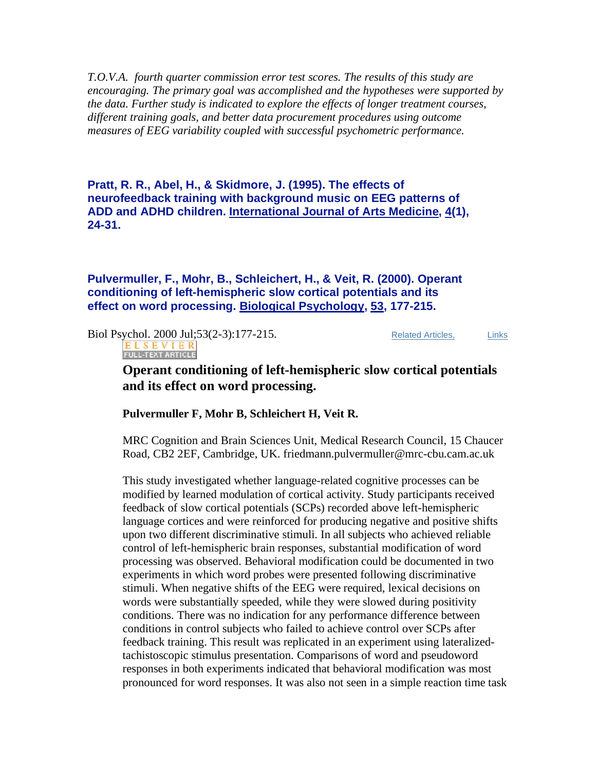*T.O.V.A. fourth quarter commission error test scores. The results of this study are encouraging. The primary goal was accomplished and the hypotheses were supported by the data. Further study is indicated to explore the effects of longer treatment courses, different training goals, and better data procurement procedures using outcome measures of EEG variability coupled with successful psychometric performance.*

**Pratt, R. R., Abel, H., & Skidmore, J. (1995). The effects of neurofeedback training with background music on EEG patterns of ADD and ADHD children. International Journal of Arts Medicine, 4(1), 24-31.**

**Pulvermuller, F., Mohr, B., Schleichert, H., & Veit, R. (2000). Operant conditioning of left-hemispheric slow cortical potentials and its effect on word processing. Biological Psychology, 53, 177-215.**

Biol Psychol. 2000 Jul;53(2-3):177-215. Related Articles, Links

ELSEVIER FULL-TEXT ARTICLE

### Operant conditioning of left-hemispheric slow cortical potentials and its effect on word processing.

**Pulvermuller F, Mohr B, Schleichert H, Veit R.**

MRC Cognition and Brain Sciences Unit, Medical Research Council, 15 Chaucer Road, CB2 2EF, Cambridge, UK. friedmann.pulvermuller@mrc-cbu.cam.ac.uk

This study investigated whether language-related cognitive processes can be modified by learned modulation of cortical activity. Study participants received feedback of slow cortical potentials (SCPs) recorded above left-hemispheric language cortices and were reinforced for producing negative and positive shifts upon two different discriminative stimuli. In all subjects who achieved reliable control of left-hemispheric brain responses, substantial modification of word processing was observed. Behavioral modification could be documented in two experiments in which word probes were presented following discriminative stimuli. When negative shifts of the EEG were required, lexical decisions on words were substantially speeded, while they were slowed during positivity conditions. There was no indication for any performance difference between conditions in control subjects who failed to achieve control over SCPs after feedback training. This result was replicated in an experiment using lateralized-tachistoscopic stimulus presentation. Comparisons of word and pseudoword responses in both experiments indicated that behavioral modification was most pronounced for word responses. It was also not seen in a simple reaction time task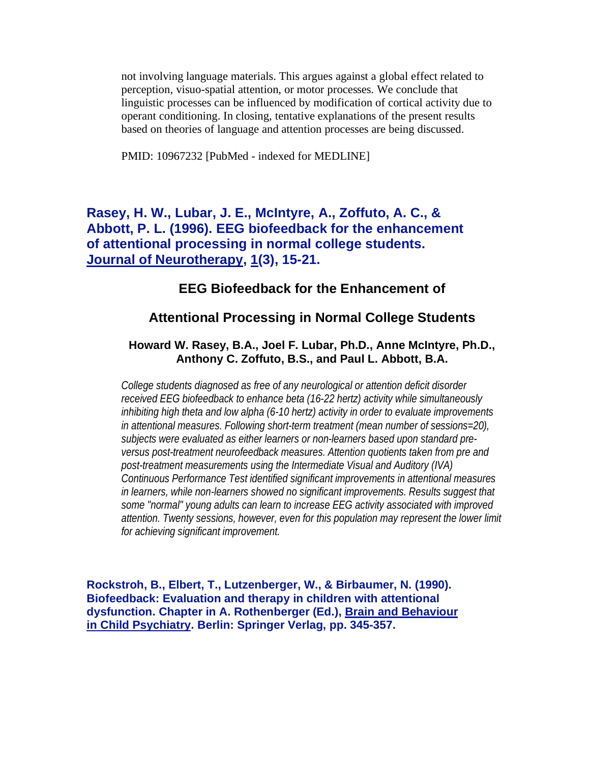not involving language materials. This argues against a global effect related to perception, visuo-spatial attention, or motor processes. We conclude that linguistic processes can be influenced by modification of cortical activity due to operant conditioning. In closing, tentative explanations of the present results based on theories of language and attention processes are being discussed.

PMID: 10967232 [PubMed - indexed for MEDLINE]

## Rasey, H. W., Lubar, J. E., McIntyre, A., Zoffuto, A. C., & Abbott, P. L. (1996). EEG biofeedback for the enhancement of attentional processing in normal college students. Journal of Neurotherapy, 1(3), 15-21.

### EEG Biofeedback for the Enhancement of Attentional Processing in Normal College Students

**Howard W. Rasey, B.A., Joel F. Lubar, Ph.D., Anne McIntyre, Ph.D., Anthony C. Zoffuto, B.S., and Paul L. Abbott, B.A.**

*College students diagnosed as free of any neurological or attention deficit disorder received EEG biofeedback to enhance beta (16-22 hertz) activity while simultaneously inhibiting high theta and low alpha (6-10 hertz) activity in order to evaluate improvements in attentional measures. Following short-term treatment (mean number of sessions=20), subjects were evaluated as either learners or non-learners based upon standard pre- versus post-treatment neurofeedback measures. Attention quotients taken from pre and post-treatment measurements using the Intermediate Visual and Auditory (IVA) Continuous Performance Test identified significant improvements in attentional measures in learners, while non-learners showed no significant improvements. Results suggest that some "normal" young adults can learn to increase EEG activity associated with improved attention. Twenty sessions, however, even for this population may represent the lower limit for achieving significant improvement.*

## Rockstroh, B., Elbert, T., Lutzenberger, W., & Birbaumer, N. (1990). Biofeedback: Evaluation and therapy in children with attentional dysfunction. Chapter in A. Rothenberger (Ed.), Brain and Behaviour in Child Psychiatry. Berlin: Springer Verlag, pp. 345-357.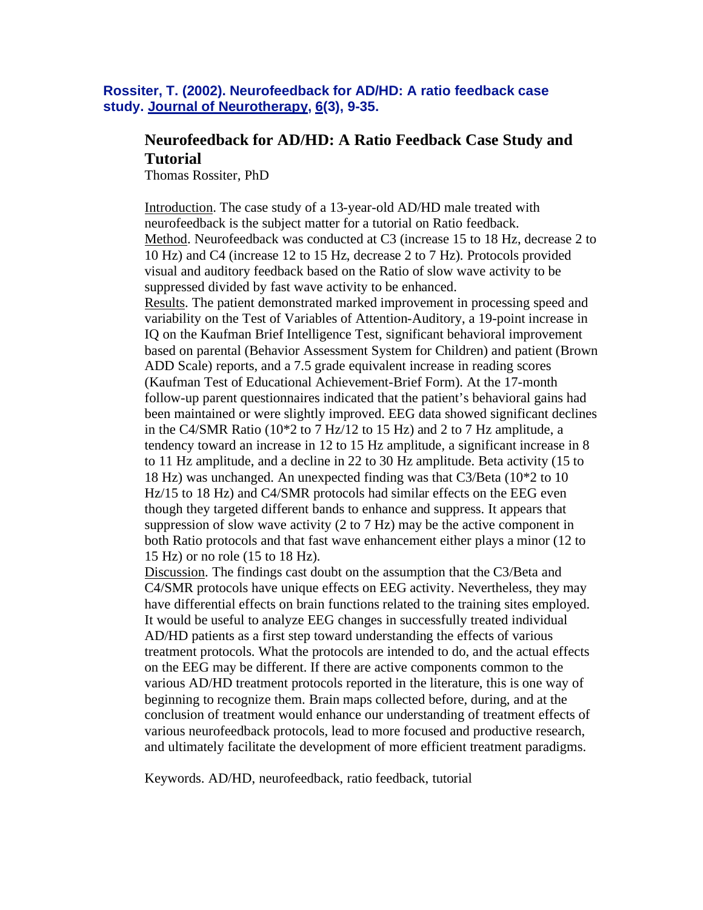**Rossiter, T. (2002). Neurofeedback for AD/HD: A ratio feedback case study. Journal of Neurotherapy, 6(3), 9-35.**

## Neurofeedback for AD/HD: A Ratio Feedback Case Study and Tutorial

Thomas Rossiter, PhD

Introduction. The case study of a 13-year-old AD/HD male treated with neurofeedback is the subject matter for a tutorial on Ratio feedback.
Method. Neurofeedback was conducted at C3 (increase 15 to 18 Hz, decrease 2 to 10 Hz) and C4 (increase 12 to 15 Hz, decrease 2 to 7 Hz). Protocols provided visual and auditory feedback based on the Ratio of slow wave activity to be suppressed divided by fast wave activity to be enhanced.
Results. The patient demonstrated marked improvement in processing speed and variability on the Test of Variables of Attention-Auditory, a 19-point increase in IQ on the Kaufman Brief Intelligence Test, significant behavioral improvement based on parental (Behavior Assessment System for Children) and patient (Brown ADD Scale) reports, and a 7.5 grade equivalent increase in reading scores (Kaufman Test of Educational Achievement-Brief Form). At the 17-month follow-up parent questionnaires indicated that the patient's behavioral gains had been maintained or were slightly improved. EEG data showed significant declines in the C4/SMR Ratio (10*2 to 7 Hz/12 to 15 Hz) and 2 to 7 Hz amplitude, a tendency toward an increase in 12 to 15 Hz amplitude, a significant increase in 8 to 11 Hz amplitude, and a decline in 22 to 30 Hz amplitude. Beta activity (15 to 18 Hz) was unchanged. An unexpected finding was that C3/Beta (10*2 to 10 Hz/15 to 18 Hz) and C4/SMR protocols had similar effects on the EEG even though they targeted different bands to enhance and suppress. It appears that suppression of slow wave activity (2 to 7 Hz) may be the active component in both Ratio protocols and that fast wave enhancement either plays a minor (12 to 15 Hz) or no role (15 to 18 Hz).
Discussion. The findings cast doubt on the assumption that the C3/Beta and C4/SMR protocols have unique effects on EEG activity. Nevertheless, they may have differential effects on brain functions related to the training sites employed. It would be useful to analyze EEG changes in successfully treated individual AD/HD patients as a first step toward understanding the effects of various treatment protocols. What the protocols are intended to do, and the actual effects on the EEG may be different. If there are active components common to the various AD/HD treatment protocols reported in the literature, this is one way of beginning to recognize them. Brain maps collected before, during, and at the conclusion of treatment would enhance our understanding of treatment effects of various neurofeedback protocols, lead to more focused and productive research, and ultimately facilitate the development of more efficient treatment paradigms.

Keywords. AD/HD, neurofeedback, ratio feedback, tutorial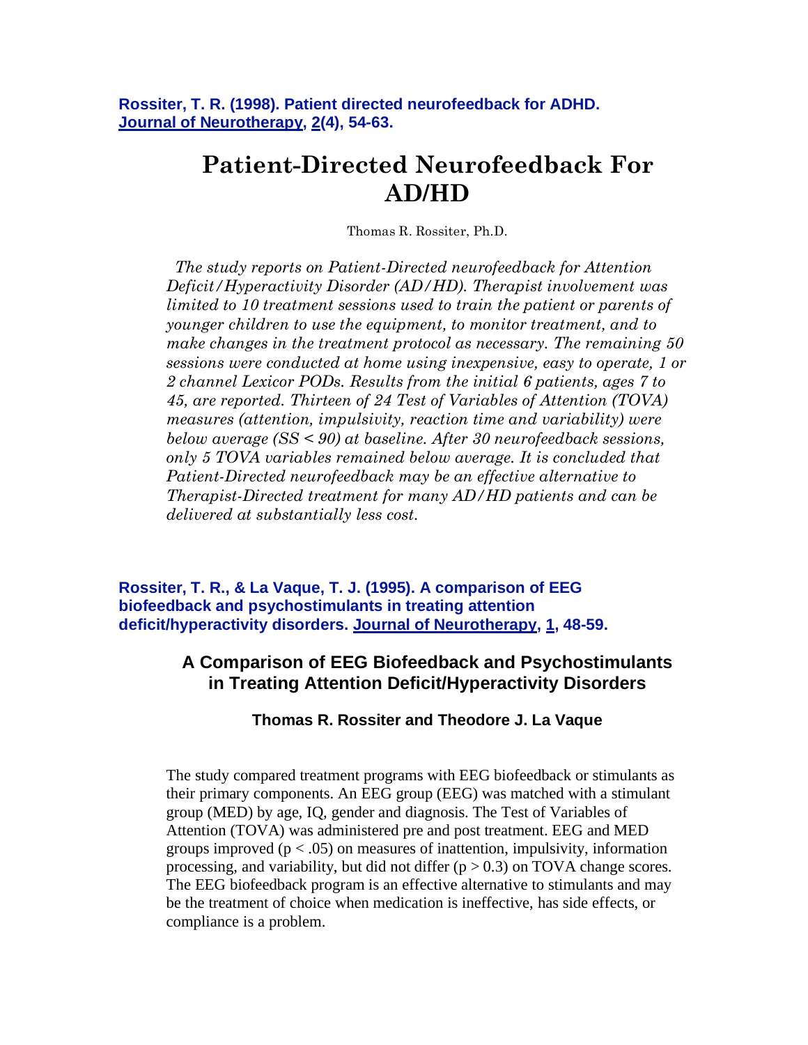**Rossiter, T. R. (1998). Patient directed neurofeedback for ADHD. Journal of Neurotherapy, 2(4), 54-63.**

# Patient-Directed Neurofeedback For AD/HD

Thomas R. Rossiter, Ph.D.

*The study reports on Patient-Directed neurofeedback for Attention Deficit/Hyperactivity Disorder (AD/HD). Therapist involvement was limited to 10 treatment sessions used to train the patient or parents of younger children to use the equipment, to monitor treatment, and to make changes in the treatment protocol as necessary. The remaining 50 sessions were conducted at home using inexpensive, easy to operate, 1 or 2 channel Lexicor PODs. Results from the initial 6 patients, ages 7 to 45, are reported. Thirteen of 24 Test of Variables of Attention (TOVA) measures (attention, impulsivity, reaction time and variability) were below average (SS < 90) at baseline. After 30 neurofeedback sessions, only 5 TOVA variables remained below average. It is concluded that Patient-Directed neurofeedback may be an effective alternative to Therapist-Directed treatment for many AD/HD patients and can be delivered at substantially less cost.*

**Rossiter, T. R., & La Vaque, T. J. (1995). A comparison of EEG biofeedback and psychostimulants in treating attention deficit/hyperactivity disorders. Journal of Neurotherapy, 1, 48-59.**

## A Comparison of EEG Biofeedback and Psychostimulants in Treating Attention Deficit/Hyperactivity Disorders

**Thomas R. Rossiter and Theodore J. La Vaque**

The study compared treatment programs with EEG biofeedback or stimulants as their primary components. An EEG group (EEG) was matched with a stimulant group (MED) by age, IQ, gender and diagnosis. The Test of Variables of Attention (TOVA) was administered pre and post treatment. EEG and MED groups improved ($p < .05$) on measures of inattention, impulsivity, information processing, and variability, but did not differ ($p > 0.3$) on TOVA change scores. The EEG biofeedback program is an effective alternative to stimulants and may be the treatment of choice when medication is ineffective, has side effects, or compliance is a problem.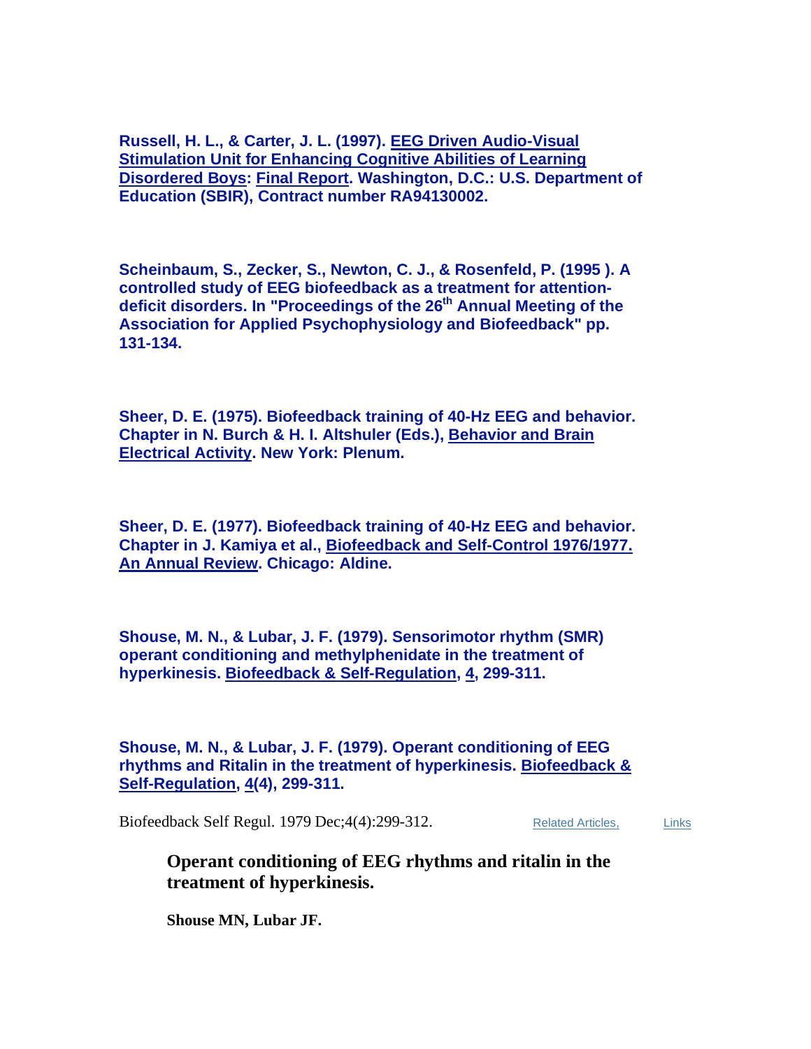**Russell, H. L., & Carter, J. L. (1997). EEG Driven Audio-Visual Stimulation Unit for Enhancing Cognitive Abilities of Learning Disordered Boys: Final Report. Washington, D.C.: U.S. Department of Education (SBIR), Contract number RA94130002.**

**Scheinbaum, S., Zecker, S., Newton, C. J., & Rosenfeld, P. (1995 ). A controlled study of EEG biofeedback as a treatment for attention-deficit disorders. In "Proceedings of the 26th Annual Meeting of the Association for Applied Psychophysiology and Biofeedback" pp. 131-134.**

**Sheer, D. E. (1975). Biofeedback training of 40-Hz EEG and behavior. Chapter in N. Burch & H. I. Altshuler (Eds.), Behavior and Brain Electrical Activity. New York: Plenum.**

**Sheer, D. E. (1977). Biofeedback training of 40-Hz EEG and behavior. Chapter in J. Kamiya et al., Biofeedback and Self-Control 1976/1977. An Annual Review. Chicago: Aldine.**

**Shouse, M. N., & Lubar, J. F. (1979). Sensorimotor rhythm (SMR) operant conditioning and methylphenidate in the treatment of hyperkinesis. Biofeedback & Self-Regulation, 4, 299-311.**

**Shouse, M. N., & Lubar, J. F. (1979). Operant conditioning of EEG rhythms and Ritalin in the treatment of hyperkinesis. Biofeedback & Self-Regulation, 4(4), 299-311.**

Biofeedback Self Regul. 1979 Dec;4(4):299-312. Related Articles, Links

### Operant conditioning of EEG rhythms and ritalin in the treatment of hyperkinesis.

**Shouse MN, Lubar JF.**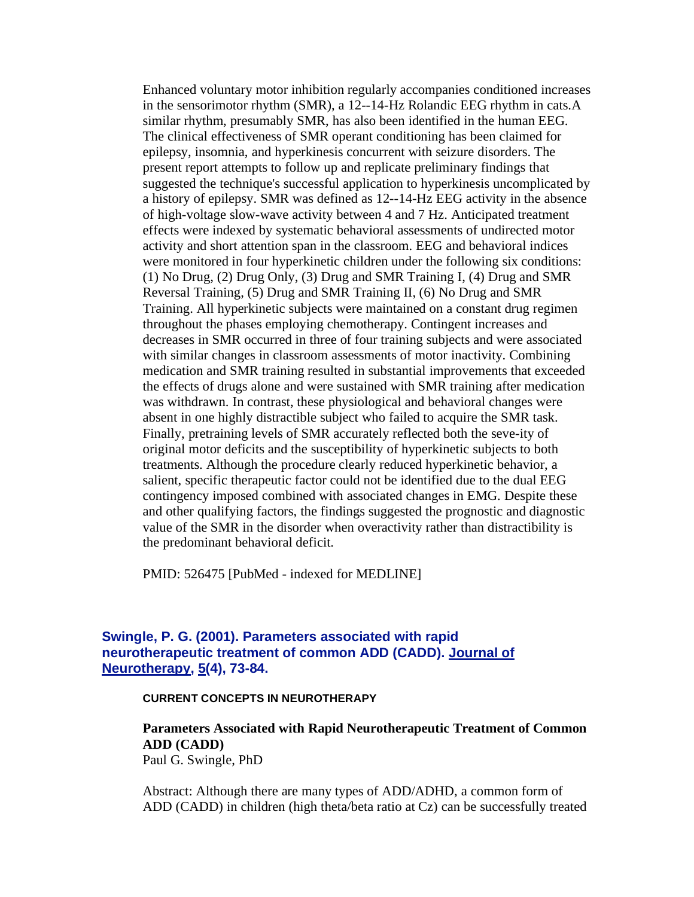Enhanced voluntary motor inhibition regularly accompanies conditioned increases in the sensorimotor rhythm (SMR), a 12--14-Hz Rolandic EEG rhythm in cats.A similar rhythm, presumably SMR, has also been identified in the human EEG. The clinical effectiveness of SMR operant conditioning has been claimed for epilepsy, insomnia, and hyperkinesis concurrent with seizure disorders. The present report attempts to follow up and replicate preliminary findings that suggested the technique's successful application to hyperkinesis uncomplicated by a history of epilepsy. SMR was defined as 12--14-Hz EEG activity in the absence of high-voltage slow-wave activity between 4 and 7 Hz. Anticipated treatment effects were indexed by systematic behavioral assessments of undirected motor activity and short attention span in the classroom. EEG and behavioral indices were monitored in four hyperkinetic children under the following six conditions: (1) No Drug, (2) Drug Only, (3) Drug and SMR Training I, (4) Drug and SMR Reversal Training, (5) Drug and SMR Training II, (6) No Drug and SMR Training. All hyperkinetic subjects were maintained on a constant drug regimen throughout the phases employing chemotherapy. Contingent increases and decreases in SMR occurred in three of four training subjects and were associated with similar changes in classroom assessments of motor inactivity. Combining medication and SMR training resulted in substantial improvements that exceeded the effects of drugs alone and were sustained with SMR training after medication was withdrawn. In contrast, these physiological and behavioral changes were absent in one highly distractible subject who failed to acquire the SMR task. Finally, pretraining levels of SMR accurately reflected both the seve-ity of original motor deficits and the susceptibility of hyperkinetic subjects to both treatments. Although the procedure clearly reduced hyperkinetic behavior, a salient, specific therapeutic factor could not be identified due to the dual EEG contingency imposed combined with associated changes in EMG. Despite these and other qualifying factors, the findings suggested the prognostic and diagnostic value of the SMR in the disorder when overactivity rather than distractibility is the predominant behavioral deficit.

PMID: 526475 [PubMed - indexed for MEDLINE]

### Swingle, P. G. (2001). Parameters associated with rapid neurotherapeutic treatment of common ADD (CADD). Journal of Neurotherapy, 5(4), 73-84.

**CURRENT CONCEPTS IN NEUROTHERAPY**

**Parameters Associated with Rapid Neurotherapeutic Treatment of Common ADD (CADD)**
Paul G. Swingle, PhD

Abstract: Although there are many types of ADD/ADHD, a common form of ADD (CADD) in children (high theta/beta ratio at Cz) can be successfully treated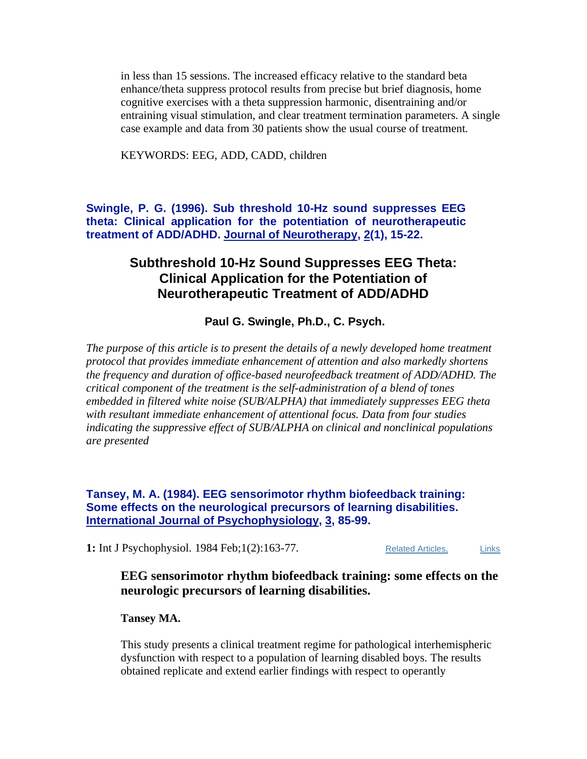in less than 15 sessions. The increased efficacy relative to the standard beta enhance/theta suppress protocol results from precise but brief diagnosis, home cognitive exercises with a theta suppression harmonic, disentraining and/or entraining visual stimulation, and clear treatment termination parameters. A single case example and data from 30 patients show the usual course of treatment.

KEYWORDS: EEG, ADD, CADD, children

**Swingle, P. G. (1996). Sub threshold 10-Hz sound suppresses EEG theta: Clinical application for the potentiation of neurotherapeutic treatment of ADD/ADHD. Journal of Neurotherapy, 2(1), 15-22.**

## Subthreshold 10-Hz Sound Suppresses EEG Theta: Clinical Application for the Potentiation of Neurotherapeutic Treatment of ADD/ADHD

**Paul G. Swingle, Ph.D., C. Psych.**

*The purpose of this article is to present the details of a newly developed home treatment protocol that provides immediate enhancement of attention and also markedly shortens the frequency and duration of office-based neurofeedback treatment of ADD/ADHD. The critical component of the treatment is the self-administration of a blend of tones embedded in filtered white noise (SUB/ALPHA) that immediately suppresses EEG theta with resultant immediate enhancement of attentional focus. Data from four studies indicating the suppressive effect of SUB/ALPHA on clinical and nonclinical populations are presented*

**Tansey, M. A. (1984). EEG sensorimotor rhythm biofeedback training: Some effects on the neurological precursors of learning disabilities. International Journal of Psychophysiology, 3, 85-99.**

**1:** Int J Psychophysiol. 1984 Feb;1(2):163-77. Related Articles, Links

## EEG sensorimotor rhythm biofeedback training: some effects on the neurologic precursors of learning disabilities.

**Tansey MA.**

This study presents a clinical treatment regime for pathological interhemispheric dysfunction with respect to a population of learning disabled boys. The results obtained replicate and extend earlier findings with respect to operantly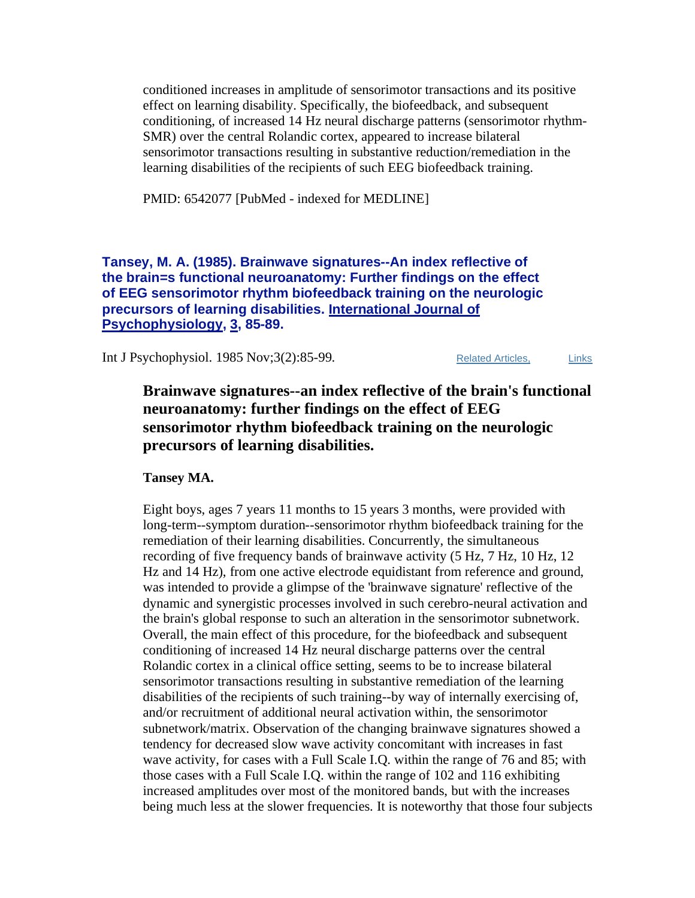conditioned increases in amplitude of sensorimotor transactions and its positive effect on learning disability. Specifically, the biofeedback, and subsequent conditioning, of increased 14 Hz neural discharge patterns (sensorimotor rhythm-SMR) over the central Rolandic cortex, appeared to increase bilateral sensorimotor transactions resulting in substantive reduction/remediation in the learning disabilities of the recipients of such EEG biofeedback training.

PMID: 6542077 [PubMed - indexed for MEDLINE]

**Tansey, M. A. (1985). Brainwave signatures--An index reflective of the brain=s functional neuroanatomy: Further findings on the effect of EEG sensorimotor rhythm biofeedback training on the neurologic precursors of learning disabilities. International Journal of Psychophysiology, 3, 85-89.**

Int J Psychophysiol. 1985 Nov;3(2):85-99. Related Articles, Links

**Brainwave signatures--an index reflective of the brain's functional neuroanatomy: further findings on the effect of EEG sensorimotor rhythm biofeedback training on the neurologic precursors of learning disabilities.**

**Tansey MA.**

Eight boys, ages 7 years 11 months to 15 years 3 months, were provided with long-term--symptom duration--sensorimotor rhythm biofeedback training for the remediation of their learning disabilities. Concurrently, the simultaneous recording of five frequency bands of brainwave activity (5 Hz, 7 Hz, 10 Hz, 12 Hz and 14 Hz), from one active electrode equidistant from reference and ground, was intended to provide a glimpse of the 'brainwave signature' reflective of the dynamic and synergistic processes involved in such cerebro-neural activation and the brain's global response to such an alteration in the sensorimotor subnetwork. Overall, the main effect of this procedure, for the biofeedback and subsequent conditioning of increased 14 Hz neural discharge patterns over the central Rolandic cortex in a clinical office setting, seems to be to increase bilateral sensorimotor transactions resulting in substantive remediation of the learning disabilities of the recipients of such training--by way of internally exercising of, and/or recruitment of additional neural activation within, the sensorimotor subnetwork/matrix. Observation of the changing brainwave signatures showed a tendency for decreased slow wave activity concomitant with increases in fast wave activity, for cases with a Full Scale I.Q. within the range of 76 and 85; with those cases with a Full Scale I.Q. within the range of 102 and 116 exhibiting increased amplitudes over most of the monitored bands, but with the increases being much less at the slower frequencies. It is noteworthy that those four subjects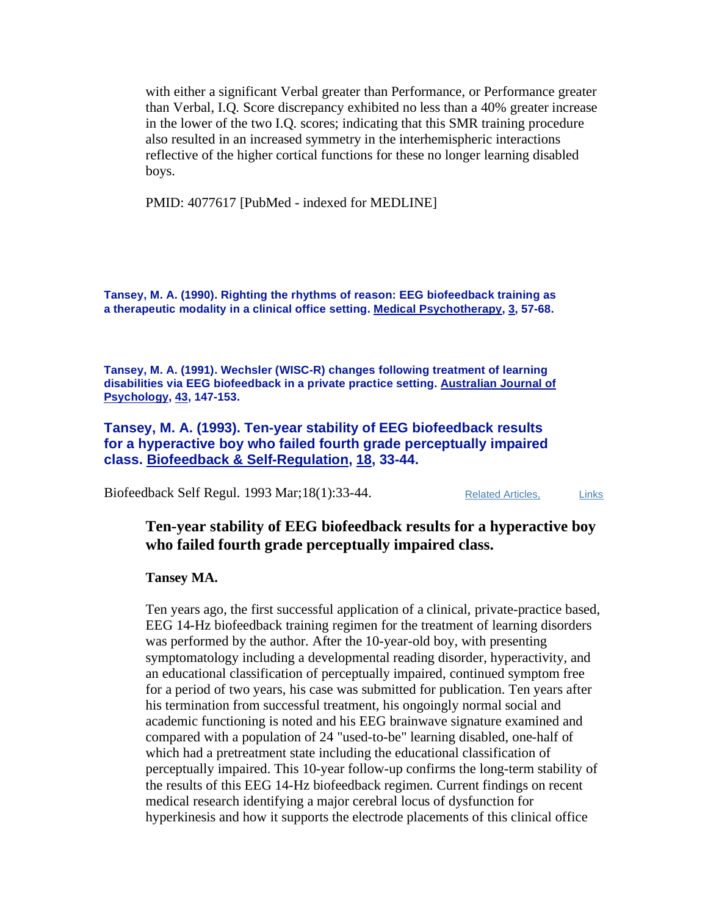with either a significant Verbal greater than Performance, or Performance greater than Verbal, I.Q. Score discrepancy exhibited no less than a 40% greater increase in the lower of the two I.Q. scores; indicating that this SMR training procedure also resulted in an increased symmetry in the interhemispheric interactions reflective of the higher cortical functions for these no longer learning disabled boys.

PMID: 4077617 [PubMed - indexed for MEDLINE]

**Tansey, M. A. (1990). Righting the rhythms of reason: EEG biofeedback training as a therapeutic modality in a clinical office setting. Medical Psychotherapy, 3, 57-68.**

**Tansey, M. A. (1991). Wechsler (WISC-R) changes following treatment of learning disabilities via EEG biofeedback in a private practice setting. Australian Journal of Psychology, 43, 147-153.**

### Tansey, M. A. (1993). Ten-year stability of EEG biofeedback results for a hyperactive boy who failed fourth grade perceptually impaired class. Biofeedback & Self-Regulation, 18, 33-44.

Biofeedback Self Regul. 1993 Mar;18(1):33-44. Related Articles, Links

## Ten-year stability of EEG biofeedback results for a hyperactive boy who failed fourth grade perceptually impaired class.

**Tansey MA.**

Ten years ago, the first successful application of a clinical, private-practice based, EEG 14-Hz biofeedback training regimen for the treatment of learning disorders was performed by the author. After the 10-year-old boy, with presenting symptomatology including a developmental reading disorder, hyperactivity, and an educational classification of perceptually impaired, continued symptom free for a period of two years, his case was submitted for publication. Ten years after his termination from successful treatment, his ongoingly normal social and academic functioning is noted and his EEG brainwave signature examined and compared with a population of 24 "used-to-be" learning disabled, one-half of which had a pretreatment state including the educational classification of perceptually impaired. This 10-year follow-up confirms the long-term stability of the results of this EEG 14-Hz biofeedback regimen. Current findings on recent medical research identifying a major cerebral locus of dysfunction for hyperkinesis and how it supports the electrode placements of this clinical office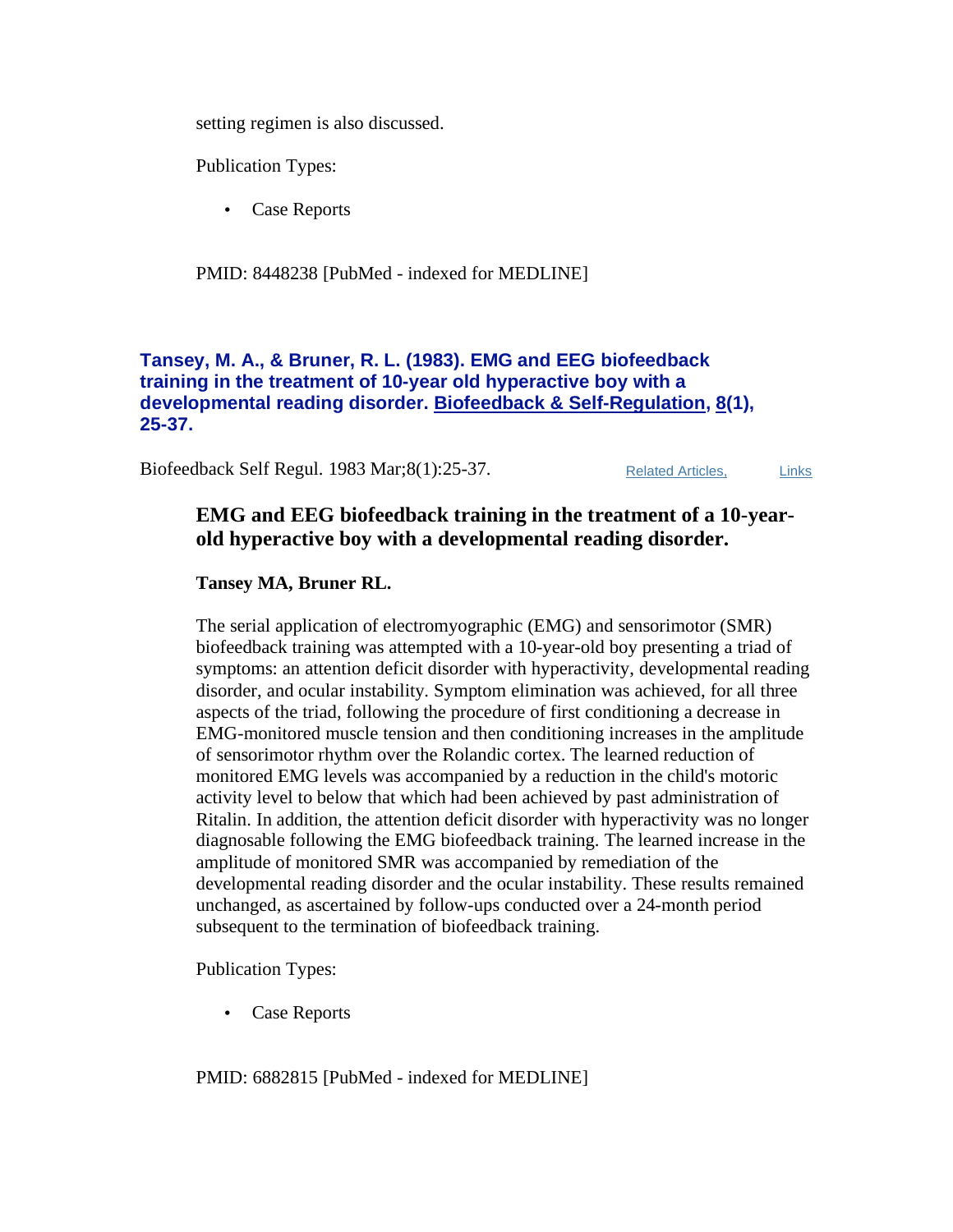setting regimen is also discussed.

Publication Types:

- Case Reports

PMID: 8448238 [PubMed - indexed for MEDLINE]

**Tansey, M. A., & Bruner, R. L. (1983). EMG and EEG biofeedback training in the treatment of 10-year old hyperactive boy with a developmental reading disorder. Biofeedback & Self-Regulation, 8(1), 25-37.**

Biofeedback Self Regul. 1983 Mar;8(1):25-37. Related Articles, Links

### EMG and EEG biofeedback training in the treatment of a 10-year-old hyperactive boy with a developmental reading disorder.

**Tansey MA, Bruner RL.**

The serial application of electromyographic (EMG) and sensorimotor (SMR) biofeedback training was attempted with a 10-year-old boy presenting a triad of symptoms: an attention deficit disorder with hyperactivity, developmental reading disorder, and ocular instability. Symptom elimination was achieved, for all three aspects of the triad, following the procedure of first conditioning a decrease in EMG-monitored muscle tension and then conditioning increases in the amplitude of sensorimotor rhythm over the Rolandic cortex. The learned reduction of monitored EMG levels was accompanied by a reduction in the child's motoric activity level to below that which had been achieved by past administration of Ritalin. In addition, the attention deficit disorder with hyperactivity was no longer diagnosable following the EMG biofeedback training. The learned increase in the amplitude of monitored SMR was accompanied by remediation of the developmental reading disorder and the ocular instability. These results remained unchanged, as ascertained by follow-ups conducted over a 24-month period subsequent to the termination of biofeedback training.

Publication Types:

- Case Reports

PMID: 6882815 [PubMed - indexed for MEDLINE]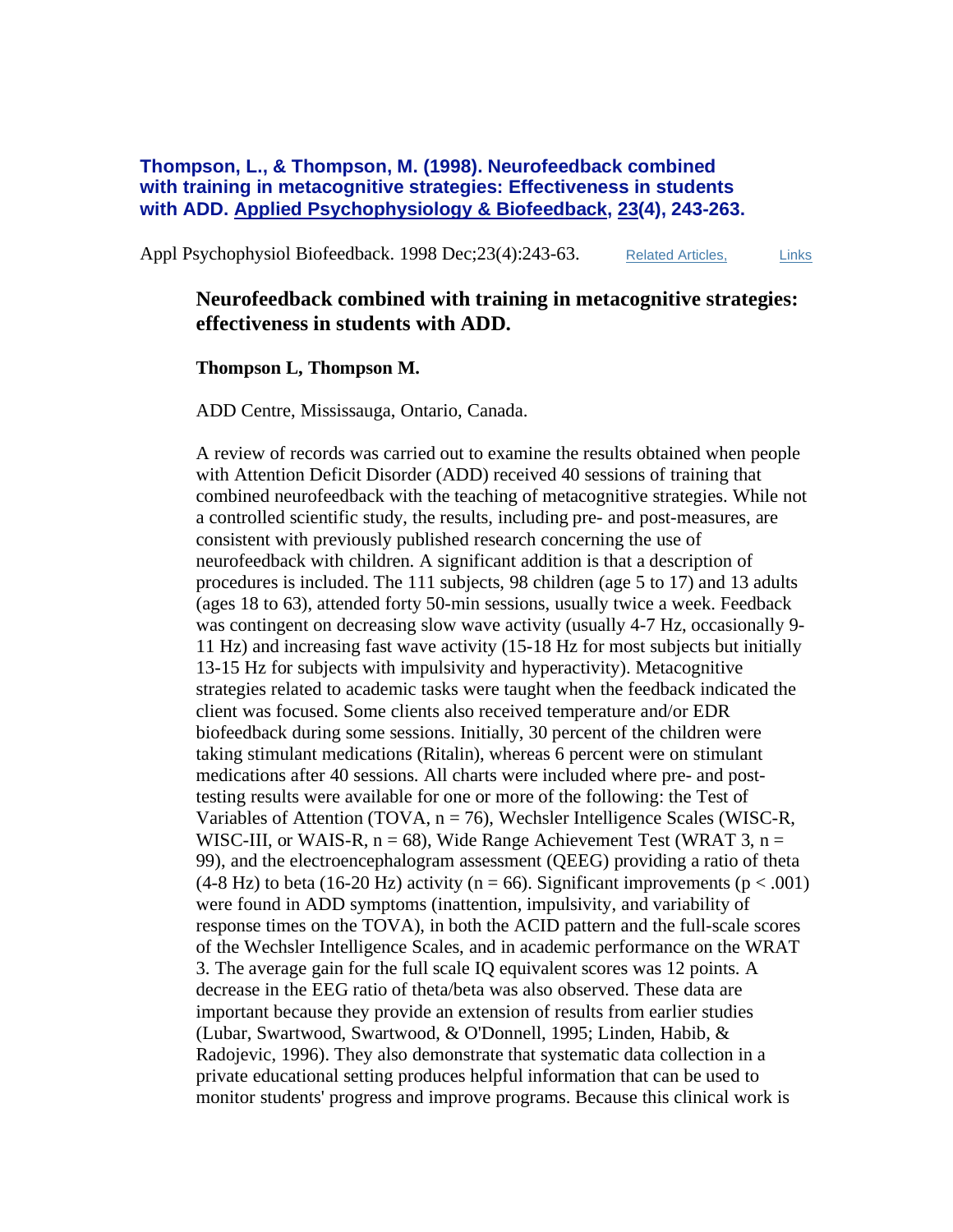**Thompson, L., & Thompson, M. (1998). Neurofeedback combined with training in metacognitive strategies: Effectiveness in students with ADD. Applied Psychophysiology & Biofeedback, 23(4), 243-263.**

Appl Psychophysiol Biofeedback. 1998 Dec;23(4):243-63. Related Articles, Links

**Neurofeedback combined with training in metacognitive strategies: effectiveness in students with ADD.**

**Thompson L, Thompson M.**

ADD Centre, Mississauga, Ontario, Canada.

A review of records was carried out to examine the results obtained when people with Attention Deficit Disorder (ADD) received 40 sessions of training that combined neurofeedback with the teaching of metacognitive strategies. While not a controlled scientific study, the results, including pre- and post-measures, are consistent with previously published research concerning the use of neurofeedback with children. A significant addition is that a description of procedures is included. The 111 subjects, 98 children (age 5 to 17) and 13 adults (ages 18 to 63), attended forty 50-min sessions, usually twice a week. Feedback was contingent on decreasing slow wave activity (usually 4-7 Hz, occasionally 9-11 Hz) and increasing fast wave activity (15-18 Hz for most subjects but initially 13-15 Hz for subjects with impulsivity and hyperactivity). Metacognitive strategies related to academic tasks were taught when the feedback indicated the client was focused. Some clients also received temperature and/or EDR biofeedback during some sessions. Initially, 30 percent of the children were taking stimulant medications (Ritalin), whereas 6 percent were on stimulant medications after 40 sessions. All charts were included where pre- and post-testing results were available for one or more of the following: the Test of Variables of Attention (TOVA, $n = 76$), Wechsler Intelligence Scales (WISC-R, WISC-III, or WAIS-R, $n = 68$), Wide Range Achievement Test (WRAT 3, $n = 99$), and the electroencephalogram assessment (QEEG) providing a ratio of theta (4-8 Hz) to beta (16-20 Hz) activity ($n = 66$). Significant improvements ($p < .001$) were found in ADD symptoms (inattention, impulsivity, and variability of response times on the TOVA), in both the ACID pattern and the full-scale scores of the Wechsler Intelligence Scales, and in academic performance on the WRAT 3. The average gain for the full scale IQ equivalent scores was 12 points. A decrease in the EEG ratio of theta/beta was also observed. These data are important because they provide an extension of results from earlier studies (Lubar, Swartwood, Swartwood, & O'Donnell, 1995; Linden, Habib, & Radojevic, 1996). They also demonstrate that systematic data collection in a private educational setting produces helpful information that can be used to monitor students' progress and improve programs. Because this clinical work is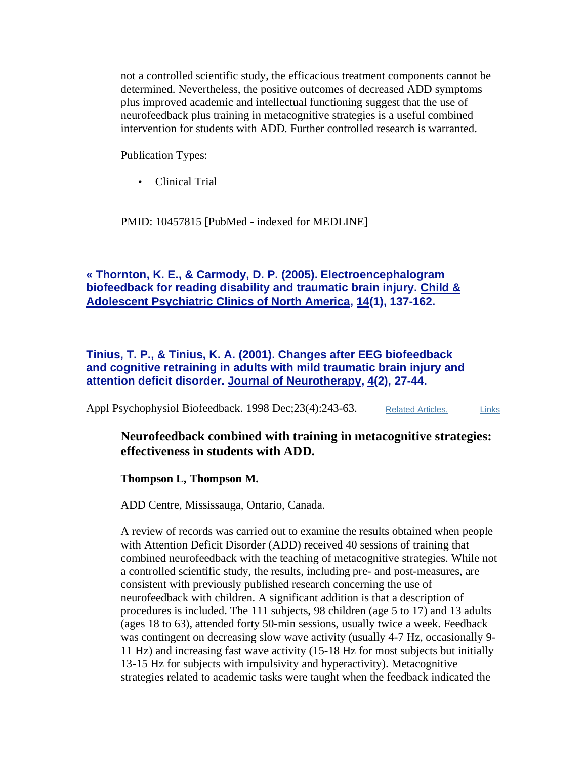not a controlled scientific study, the efficacious treatment components cannot be determined. Nevertheless, the positive outcomes of decreased ADD symptoms plus improved academic and intellectual functioning suggest that the use of neurofeedback plus training in metacognitive strategies is a useful combined intervention for students with ADD. Further controlled research is warranted.

Publication Types:

- Clinical Trial

PMID: 10457815 [PubMed - indexed for MEDLINE]

**« Thornton, K. E., & Carmody, D. P. (2005). Electroencephalogram biofeedback for reading disability and traumatic brain injury. Child & Adolescent Psychiatric Clinics of North America, 14(1), 137-162.**

**Tinius, T. P., & Tinius, K. A. (2001). Changes after EEG biofeedback and cognitive retraining in adults with mild traumatic brain injury and attention deficit disorder. Journal of Neurotherapy, 4(2), 27-44.**

Appl Psychophysiol Biofeedback. 1998 Dec;23(4):243-63. Related Articles, Links

### Neurofeedback combined with training in metacognitive strategies: effectiveness in students with ADD.

**Thompson L, Thompson M.**

ADD Centre, Mississauga, Ontario, Canada.

A review of records was carried out to examine the results obtained when people with Attention Deficit Disorder (ADD) received 40 sessions of training that combined neurofeedback with the teaching of metacognitive strategies. While not a controlled scientific study, the results, including pre- and post-measures, are consistent with previously published research concerning the use of neurofeedback with children. A significant addition is that a description of procedures is included. The 111 subjects, 98 children (age 5 to 17) and 13 adults (ages 18 to 63), attended forty 50-min sessions, usually twice a week. Feedback was contingent on decreasing slow wave activity (usually 4-7 Hz, occasionally 9-11 Hz) and increasing fast wave activity (15-18 Hz for most subjects but initially 13-15 Hz for subjects with impulsivity and hyperactivity). Metacognitive strategies related to academic tasks were taught when the feedback indicated the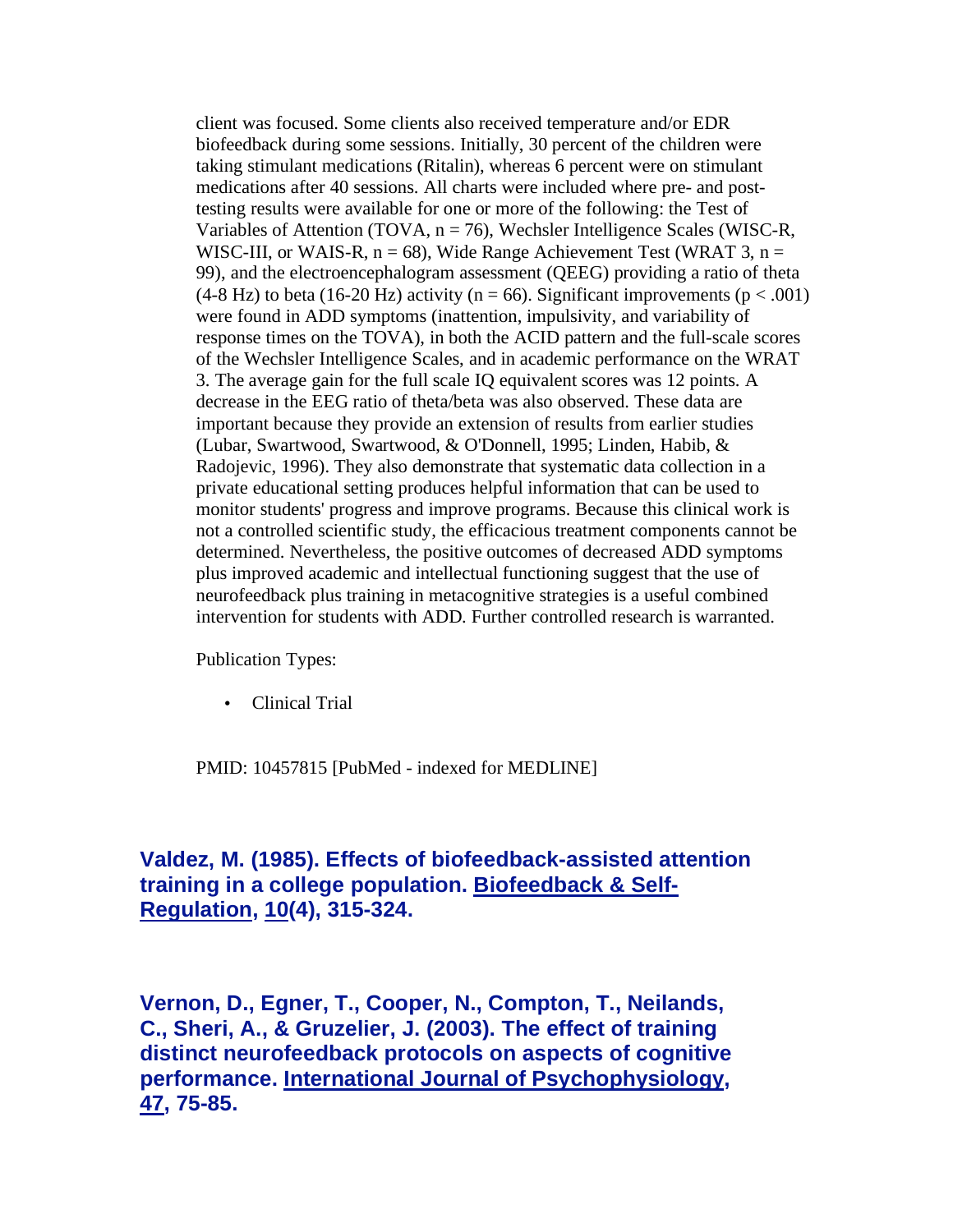client was focused. Some clients also received temperature and/or EDR biofeedback during some sessions. Initially, 30 percent of the children were taking stimulant medications (Ritalin), whereas 6 percent were on stimulant medications after 40 sessions. All charts were included where pre- and post-testing results were available for one or more of the following: the Test of Variables of Attention (TOVA, $n = 76$), Wechsler Intelligence Scales (WISC-R, WISC-III, or WAIS-R, $n = 68$), Wide Range Achievement Test (WRAT 3, $n = 99$), and the electroencephalogram assessment (QEEG) providing a ratio of theta (4-8 Hz) to beta (16-20 Hz) activity ($n = 66$). Significant improvements ($p < .001$) were found in ADD symptoms (inattention, impulsivity, and variability of response times on the TOVA), in both the ACID pattern and the full-scale scores of the Wechsler Intelligence Scales, and in academic performance on the WRAT 3. The average gain for the full scale IQ equivalent scores was 12 points. A decrease in the EEG ratio of theta/beta was also observed. These data are important because they provide an extension of results from earlier studies (Lubar, Swartwood, Swartwood, & O'Donnell, 1995; Linden, Habib, & Radojevic, 1996). They also demonstrate that systematic data collection in a private educational setting produces helpful information that can be used to monitor students' progress and improve programs. Because this clinical work is not a controlled scientific study, the efficacious treatment components cannot be determined. Nevertheless, the positive outcomes of decreased ADD symptoms plus improved academic and intellectual functioning suggest that the use of neurofeedback plus training in metacognitive strategies is a useful combined intervention for students with ADD. Further controlled research is warranted.

Publication Types:

- Clinical Trial

PMID: 10457815 [PubMed - indexed for MEDLINE]

### Valdez, M. (1985). Effects of biofeedback-assisted attention training in a college population. Biofeedback & Self-Regulation, 10(4), 315-324.

### Vernon, D., Egner, T., Cooper, N., Compton, T., Neilands, C., Sheri, A., & Gruzelier, J. (2003). The effect of training distinct neurofeedback protocols on aspects of cognitive performance. International Journal of Psychophysiology, 47, 75-85.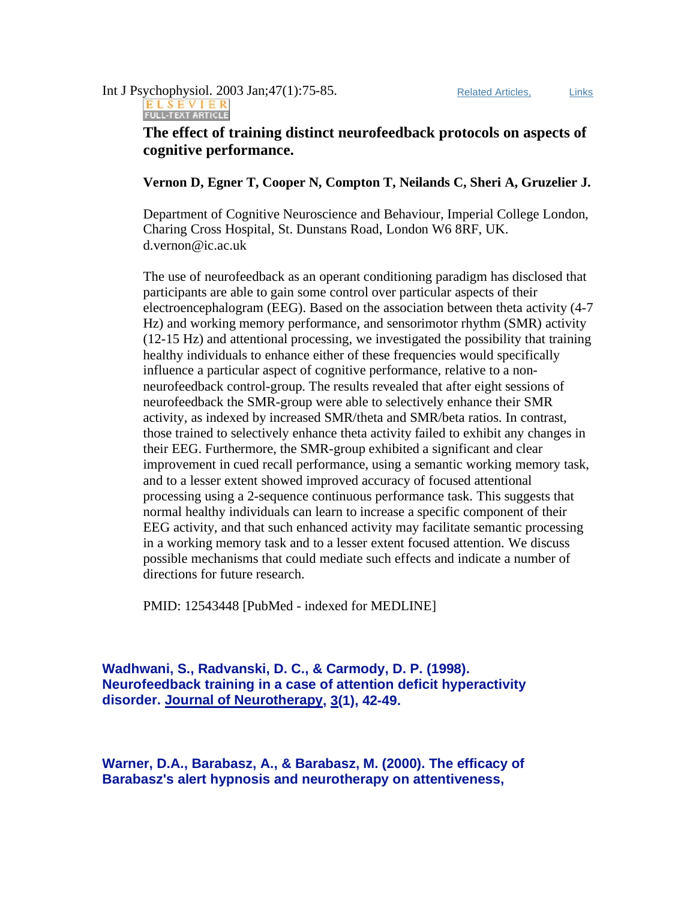Int J Psychophysiol. 2003 Jan;47(1):75-85. Related Articles, Links

ELSEVIER FULL-TEXT ARTICLE

**The effect of training distinct neurofeedback protocols on aspects of cognitive performance.**

**Vernon D, Egner T, Cooper N, Compton T, Neilands C, Sheri A, Gruzelier J.**

Department of Cognitive Neuroscience and Behaviour, Imperial College London, Charing Cross Hospital, St. Dunstans Road, London W6 8RF, UK. d.vernon@ic.ac.uk

The use of neurofeedback as an operant conditioning paradigm has disclosed that participants are able to gain some control over particular aspects of their electroencephalogram (EEG). Based on the association between theta activity (4-7 Hz) and working memory performance, and sensorimotor rhythm (SMR) activity (12-15 Hz) and attentional processing, we investigated the possibility that training healthy individuals to enhance either of these frequencies would specifically influence a particular aspect of cognitive performance, relative to a non-neurofeedback control-group. The results revealed that after eight sessions of neurofeedback the SMR-group were able to selectively enhance their SMR activity, as indexed by increased SMR/theta and SMR/beta ratios. In contrast, those trained to selectively enhance theta activity failed to exhibit any changes in their EEG. Furthermore, the SMR-group exhibited a significant and clear improvement in cued recall performance, using a semantic working memory task, and to a lesser extent showed improved accuracy of focused attentional processing using a 2-sequence continuous performance task. This suggests that normal healthy individuals can learn to increase a specific component of their EEG activity, and that such enhanced activity may facilitate semantic processing in a working memory task and to a lesser extent focused attention. We discuss possible mechanisms that could mediate such effects and indicate a number of directions for future research.

PMID: 12543448 [PubMed - indexed for MEDLINE]

**Wadhwani, S., Radvanski, D. C., & Carmody, D. P. (1998). Neurofeedback training in a case of attention deficit hyperactivity disorder. Journal of Neurotherapy, 3(1), 42-49.**

**Warner, D.A., Barabasz, A., & Barabasz, M. (2000). The efficacy of Barabasz's alert hypnosis and neurotherapy on attentiveness,**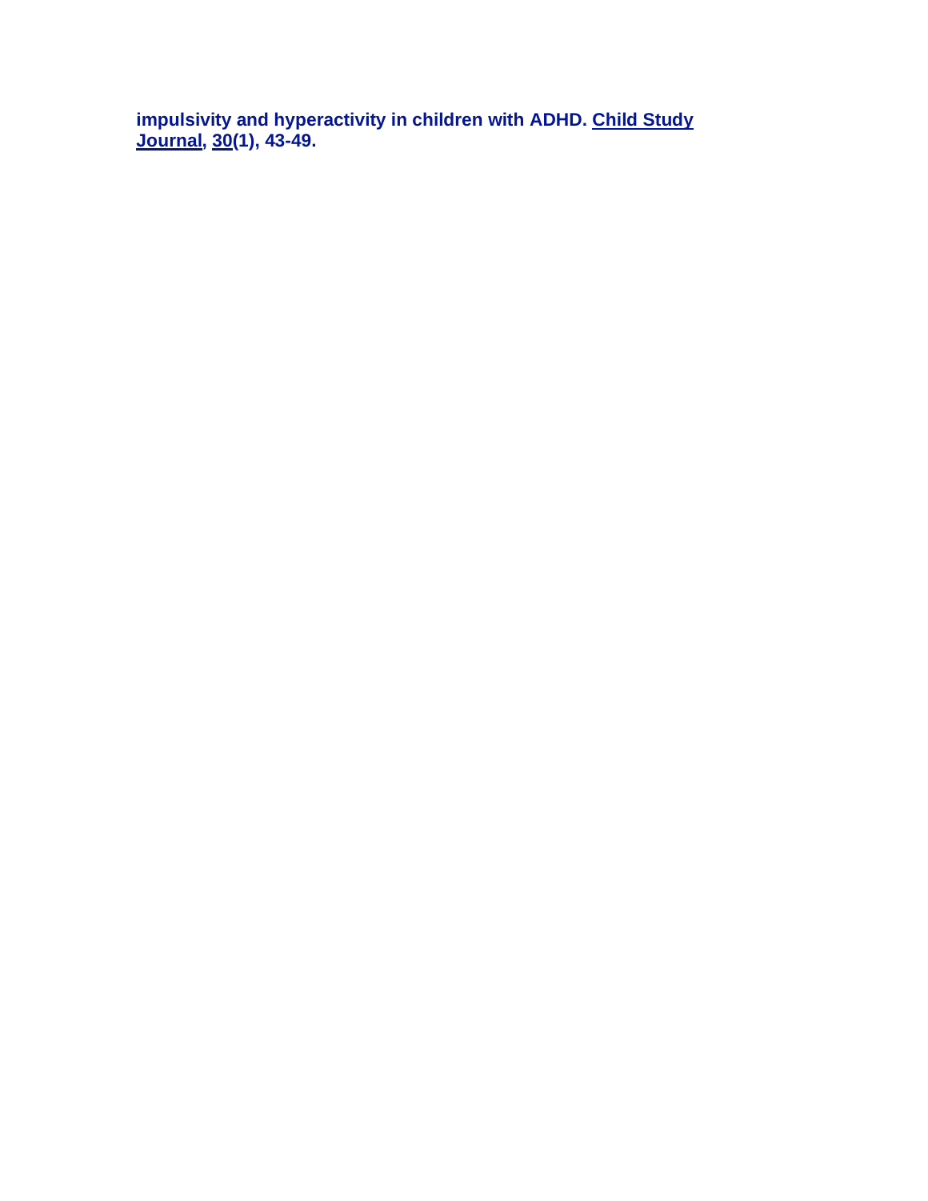**impulsivity and hyperactivity in children with ADHD. Child Study Journal, 30(1), 43-49.**